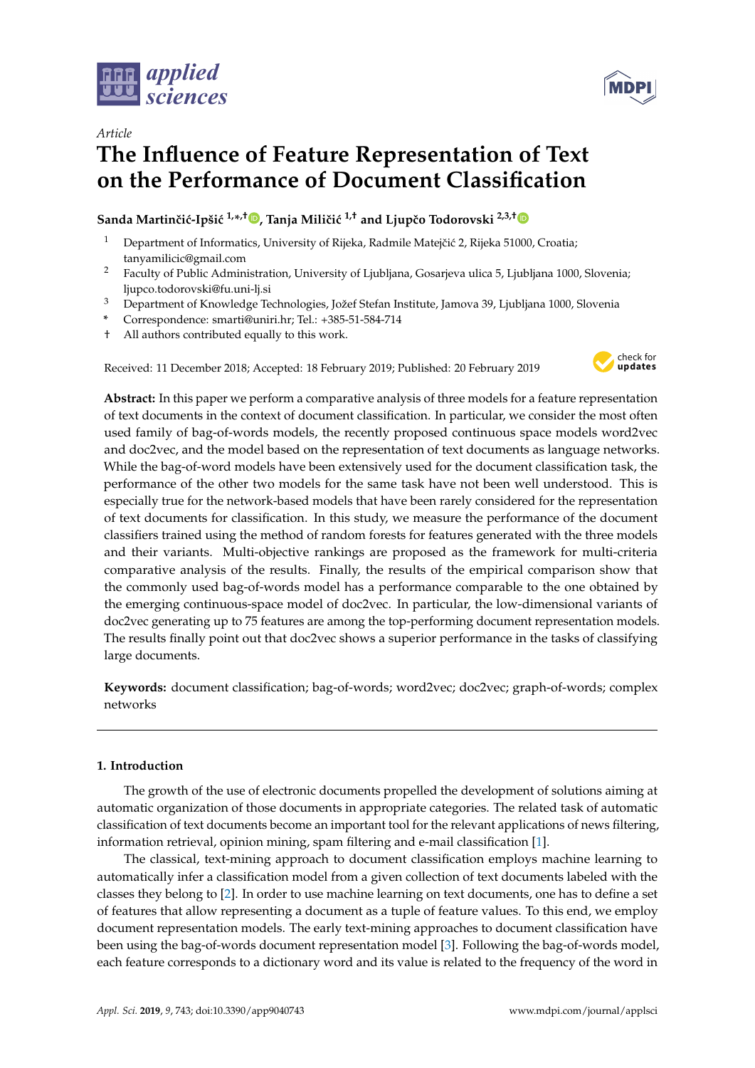*Article*

# The Influence of Feature Representation of Text on the Performance of Document Classification

**Sanda Martinčić-Ipšić [1,*,†], Tanja Miličić [1,†] and Ljupčo Todorovski [2,3,†]**

[1] Department of Informatics, University of Rijeka, Radmile Matejčić 2, Rijeka 51000, Croatia; tanyamilicic@gmail.com

[2] Faculty of Public Administration, University of Ljubljana, Gosarjeva ulica 5, Ljubljana 1000, Slovenia; ljupco.todorovski@fu.uni-lj.si

[3] Department of Knowledge Technologies, Jožef Stefan Institute, Jamova 39, Ljubljana 1000, Slovenia

\* Correspondence: smarti@uniri.hr; Tel.: +385-51-584-714

† All authors contributed equally to this work.

Received: 11 December 2018; Accepted: 18 February 2019; Published: 20 February 2019

**Abstract:** In this paper we perform a comparative analysis of three models for a feature representation of text documents in the context of document classification. In particular, we consider the most often used family of bag-of-words models, the recently proposed continuous space models word2vec and doc2vec, and the model based on the representation of text documents as language networks. While the bag-of-word models have been extensively used for the document classification task, the performance of the other two models for the same task have not been well understood. This is especially true for the network-based models that have been rarely considered for the representation of text documents for classification. In this study, we measure the performance of the document classifiers trained using the method of random forests for features generated with the three models and their variants. Multi-objective rankings are proposed as the framework for multi-criteria comparative analysis of the results. Finally, the results of the empirical comparison show that the commonly used bag-of-words model has a performance comparable to the one obtained by the emerging continuous-space model of doc2vec. In particular, the low-dimensional variants of doc2vec generating up to 75 features are among the top-performing document representation models. The results finally point out that doc2vec shows a superior performance in the tasks of classifying large documents.

**Keywords:** document classification; bag-of-words; word2vec; doc2vec; graph-of-words; complex networks

## 1. Introduction

The growth of the use of electronic documents propelled the development of solutions aiming at automatic organization of those documents in appropriate categories. The related task of automatic classification of text documents become an important tool for the relevant applications of news filtering, information retrieval, opinion mining, spam filtering and e-mail classification [1].

The classical, text-mining approach to document classification employs machine learning to automatically infer a classification model from a given collection of text documents labeled with the classes they belong to [2]. In order to use machine learning on text documents, one has to define a set of features that allow representing a document as a tuple of feature values. To this end, we employ document representation models. The early text-mining approaches to document classification have been using the bag-of-words document representation model [3]. Following the bag-of-words model, each feature corresponds to a dictionary word and its value is related to the frequency of the word in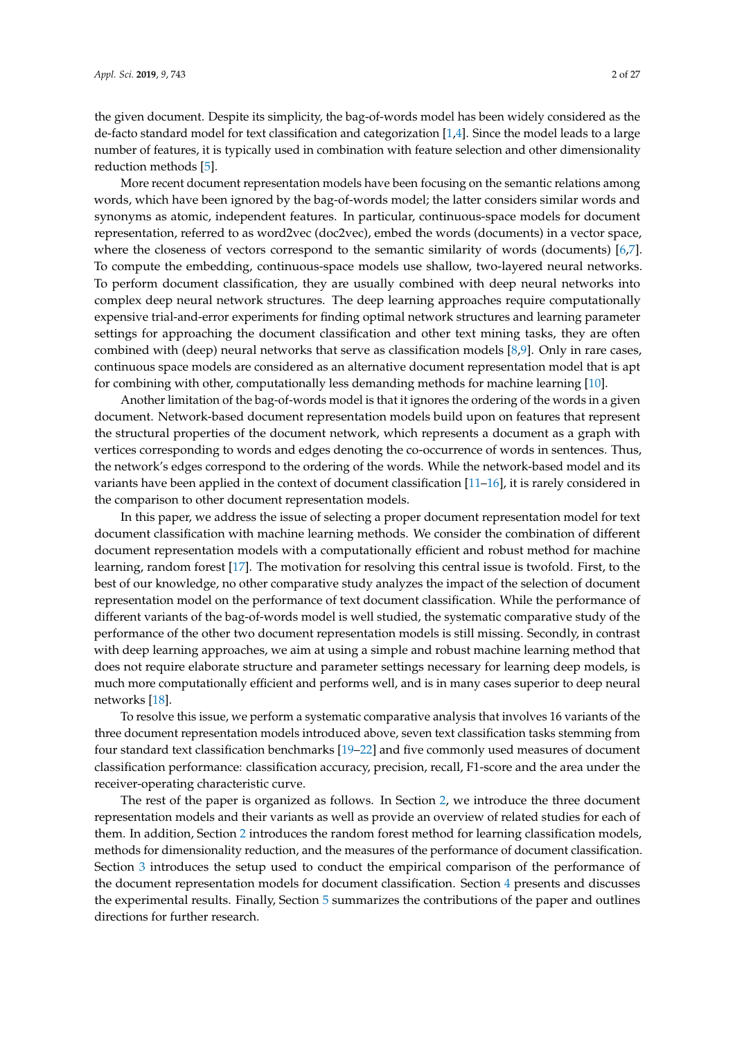the given document. Despite its simplicity, the bag-of-words model has been widely considered as the de-facto standard model for text classification and categorization [1,4]. Since the model leads to a large number of features, it is typically used in combination with feature selection and other dimensionality reduction methods [5].

More recent document representation models have been focusing on the semantic relations among words, which have been ignored by the bag-of-words model; the latter considers similar words and synonyms as atomic, independent features. In particular, continuous-space models for document representation, referred to as word2vec (doc2vec), embed the words (documents) in a vector space, where the closeness of vectors correspond to the semantic similarity of words (documents) [6,7]. To compute the embedding, continuous-space models use shallow, two-layered neural networks. To perform document classification, they are usually combined with deep neural networks into complex deep neural network structures. The deep learning approaches require computationally expensive trial-and-error experiments for finding optimal network structures and learning parameter settings for approaching the document classification and other text mining tasks, they are often combined with (deep) neural networks that serve as classification models [8,9]. Only in rare cases, continuous space models are considered as an alternative document representation model that is apt for combining with other, computationally less demanding methods for machine learning [10].

Another limitation of the bag-of-words model is that it ignores the ordering of the words in a given document. Network-based document representation models build upon on features that represent the structural properties of the document network, which represents a document as a graph with vertices corresponding to words and edges denoting the co-occurrence of words in sentences. Thus, the network's edges correspond to the ordering of the words. While the network-based model and its variants have been applied in the context of document classification [11–16], it is rarely considered in the comparison to other document representation models.

In this paper, we address the issue of selecting a proper document representation model for text document classification with machine learning methods. We consider the combination of different document representation models with a computationally efficient and robust method for machine learning, random forest [17]. The motivation for resolving this central issue is twofold. First, to the best of our knowledge, no other comparative study analyzes the impact of the selection of document representation model on the performance of text document classification. While the performance of different variants of the bag-of-words model is well studied, the systematic comparative study of the performance of the other two document representation models is still missing. Secondly, in contrast with deep learning approaches, we aim at using a simple and robust machine learning method that does not require elaborate structure and parameter settings necessary for learning deep models, is much more computationally efficient and performs well, and is in many cases superior to deep neural networks [18].

To resolve this issue, we perform a systematic comparative analysis that involves 16 variants of the three document representation models introduced above, seven text classification tasks stemming from four standard text classification benchmarks [19–22] and five commonly used measures of document classification performance: classification accuracy, precision, recall, F1-score and the area under the receiver-operating characteristic curve.

The rest of the paper is organized as follows. In Section 2, we introduce the three document representation models and their variants as well as provide an overview of related studies for each of them. In addition, Section 2 introduces the random forest method for learning classification models, methods for dimensionality reduction, and the measures of the performance of document classification. Section 3 introduces the setup used to conduct the empirical comparison of the performance of the document representation models for document classification. Section 4 presents and discusses the experimental results. Finally, Section 5 summarizes the contributions of the paper and outlines directions for further research.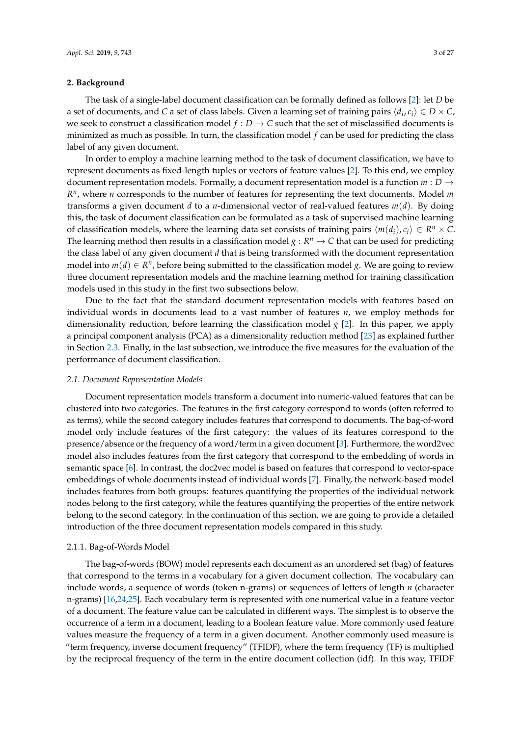## 2. Background

The task of a single-label document classification can be formally defined as follows [2]: let $D$ be a set of documents, and $C$ a set of class labels. Given a learning set of training pairs $\langle d_i, c_i \rangle \in D \times C$, we seek to construct a classification model $f : D \rightarrow C$ such that the set of misclassified documents is minimized as much as possible. In turn, the classification model $f$ can be used for predicting the class label of any given document.

In order to employ a machine learning method to the task of document classification, we have to represent documents as fixed-length tuples or vectors of feature values [2]. To this end, we employ document representation models. Formally, a document representation model is a function $m : D \rightarrow R^n$, where $n$ corresponds to the number of features for representing the text documents. Model $m$ transforms a given document $d$ to a $n$-dimensional vector of real-valued features $m(d)$. By doing this, the task of document classification can be formulated as a task of supervised machine learning of classification models, where the learning data set consists of training pairs $\langle m(d_i), c_i \rangle \in R^n \times C$. The learning method then results in a classification model $g : R^n \rightarrow C$ that can be used for predicting the class label of any given document $d$ that is being transformed with the document representation model into $m(d) \in R^n$, before being submitted to the classification model $g$. We are going to review three document representation models and the machine learning method for training classification models used in this study in the first two subsections below.

Due to the fact that the standard document representation models with features based on individual words in documents lead to a vast number of features $n$, we employ methods for dimensionality reduction, before learning the classification model $g$ [2]. In this paper, we apply a principal component analysis (PCA) as a dimensionality reduction method [23] as explained further in Section 2.3. Finally, in the last subsection, we introduce the five measures for the evaluation of the performance of document classification.

### 2.1. Document Representation Models

Document representation models transform a document into numeric-valued features that can be clustered into two categories. The features in the first category correspond to words (often referred to as terms), while the second category includes features that correspond to documents. The bag-of-word model only include features of the first category: the values of its features correspond to the presence/absence or the frequency of a word/term in a given document [3]. Furthermore, the word2vec model also includes features from the first category that correspond to the embedding of words in semantic space [6]. In contrast, the doc2vec model is based on features that correspond to vector-space embeddings of whole documents instead of individual words [7]. Finally, the network-based model includes features from both groups: features quantifying the properties of the individual network nodes belong to the first category, while the features quantifying the properties of the entire network belong to the second category. In the continuation of this section, we are going to provide a detailed introduction of the three document representation models compared in this study.

#### 2.1.1. Bag-of-Words Model

The bag-of-words (BOW) model represents each document as an unordered set (bag) of features that correspond to the terms in a vocabulary for a given document collection. The vocabulary can include words, a sequence of words (token n-grams) or sequences of letters of length $n$ (character n-grams) [16,24,25]. Each vocabulary term is represented with one numerical value in a feature vector of a document. The feature value can be calculated in different ways. The simplest is to observe the occurrence of a term in a document, leading to a Boolean feature value. More commonly used feature values measure the frequency of a term in a given document. Another commonly used measure is "term frequency, inverse document frequency" (TFIDF), where the term frequency (TF) is multiplied by the reciprocal frequency of the term in the entire document collection (idf). In this way, TFIDF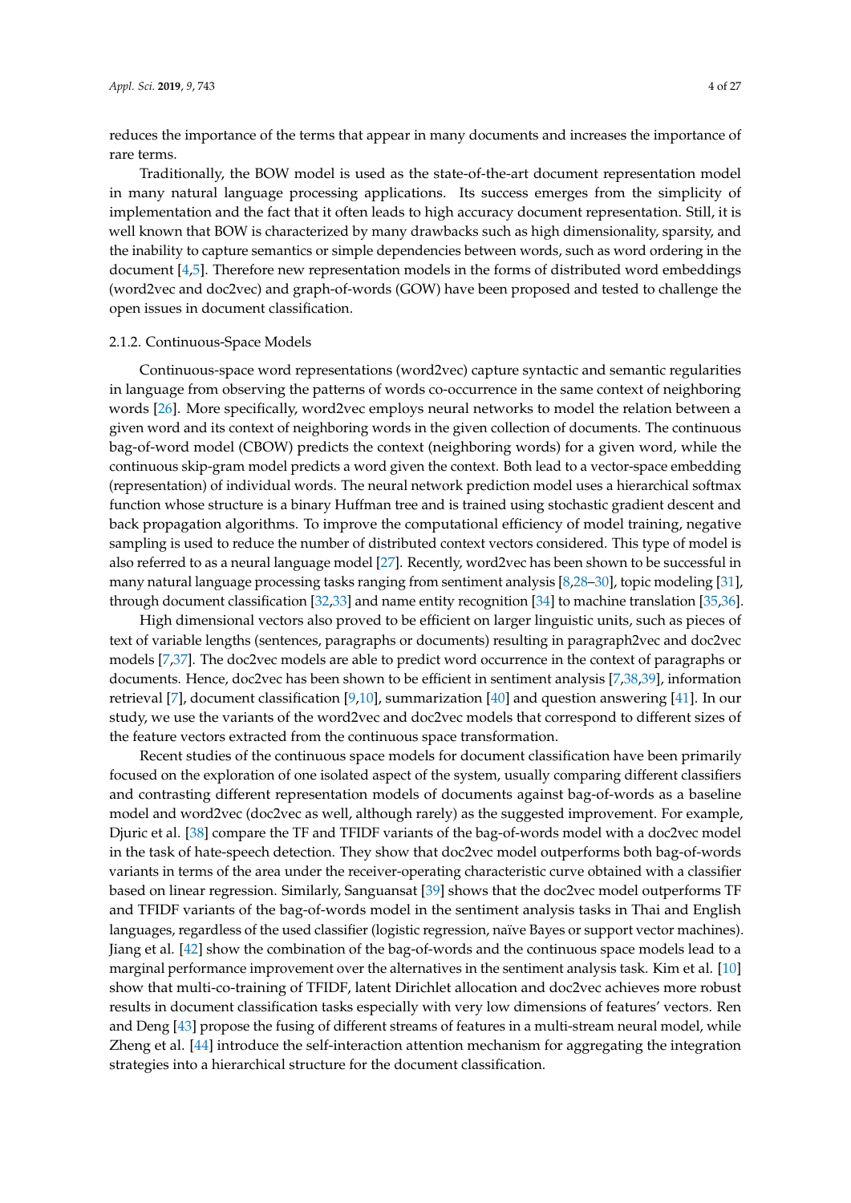reduces the importance of the terms that appear in many documents and increases the importance of rare terms.

Traditionally, the BOW model is used as the state-of-the-art document representation model in many natural language processing applications. Its success emerges from the simplicity of implementation and the fact that it often leads to high accuracy document representation. Still, it is well known that BOW is characterized by many drawbacks such as high dimensionality, sparsity, and the inability to capture semantics or simple dependencies between words, such as word ordering in the document [4,5]. Therefore new representation models in the forms of distributed word embeddings (word2vec and doc2vec) and graph-of-words (GOW) have been proposed and tested to challenge the open issues in document classification.

### 2.1.2. Continuous-Space Models

Continuous-space word representations (word2vec) capture syntactic and semantic regularities in language from observing the patterns of words co-occurrence in the same context of neighboring words [26]. More specifically, word2vec employs neural networks to model the relation between a given word and its context of neighboring words in the given collection of documents. The continuous bag-of-word model (CBOW) predicts the context (neighboring words) for a given word, while the continuous skip-gram model predicts a word given the context. Both lead to a vector-space embedding (representation) of individual words. The neural network prediction model uses a hierarchical softmax function whose structure is a binary Huffman tree and is trained using stochastic gradient descent and back propagation algorithms. To improve the computational efficiency of model training, negative sampling is used to reduce the number of distributed context vectors considered. This type of model is also referred to as a neural language model [27]. Recently, word2vec has been shown to be successful in many natural language processing tasks ranging from sentiment analysis [8,28–30], topic modeling [31], through document classification [32,33] and name entity recognition [34] to machine translation [35,36].

High dimensional vectors also proved to be efficient on larger linguistic units, such as pieces of text of variable lengths (sentences, paragraphs or documents) resulting in paragraph2vec and doc2vec models [7,37]. The doc2vec models are able to predict word occurrence in the context of paragraphs or documents. Hence, doc2vec has been shown to be efficient in sentiment analysis [7,38,39], information retrieval [7], document classification [9,10], summarization [40] and question answering [41]. In our study, we use the variants of the word2vec and doc2vec models that correspond to different sizes of the feature vectors extracted from the continuous space transformation.

Recent studies of the continuous space models for document classification have been primarily focused on the exploration of one isolated aspect of the system, usually comparing different classifiers and contrasting different representation models of documents against bag-of-words as a baseline model and word2vec (doc2vec as well, although rarely) as the suggested improvement. For example, Djuric et al. [38] compare the TF and TFIDF variants of the bag-of-words model with a doc2vec model in the task of hate-speech detection. They show that doc2vec model outperforms both bag-of-words variants in terms of the area under the receiver-operating characteristic curve obtained with a classifier based on linear regression. Similarly, Sanguansat [39] shows that the doc2vec model outperforms TF and TFIDF variants of the bag-of-words model in the sentiment analysis tasks in Thai and English languages, regardless of the used classifier (logistic regression, naïve Bayes or support vector machines). Jiang et al. [42] show the combination of the bag-of-words and the continuous space models lead to a marginal performance improvement over the alternatives in the sentiment analysis task. Kim et al. [10] show that multi-co-training of TFIDF, latent Dirichlet allocation and doc2vec achieves more robust results in document classification tasks especially with very low dimensions of features' vectors. Ren and Deng [43] propose the fusing of different streams of features in a multi-stream neural model, while Zheng et al. [44] introduce the self-interaction attention mechanism for aggregating the integration strategies into a hierarchical structure for the document classification.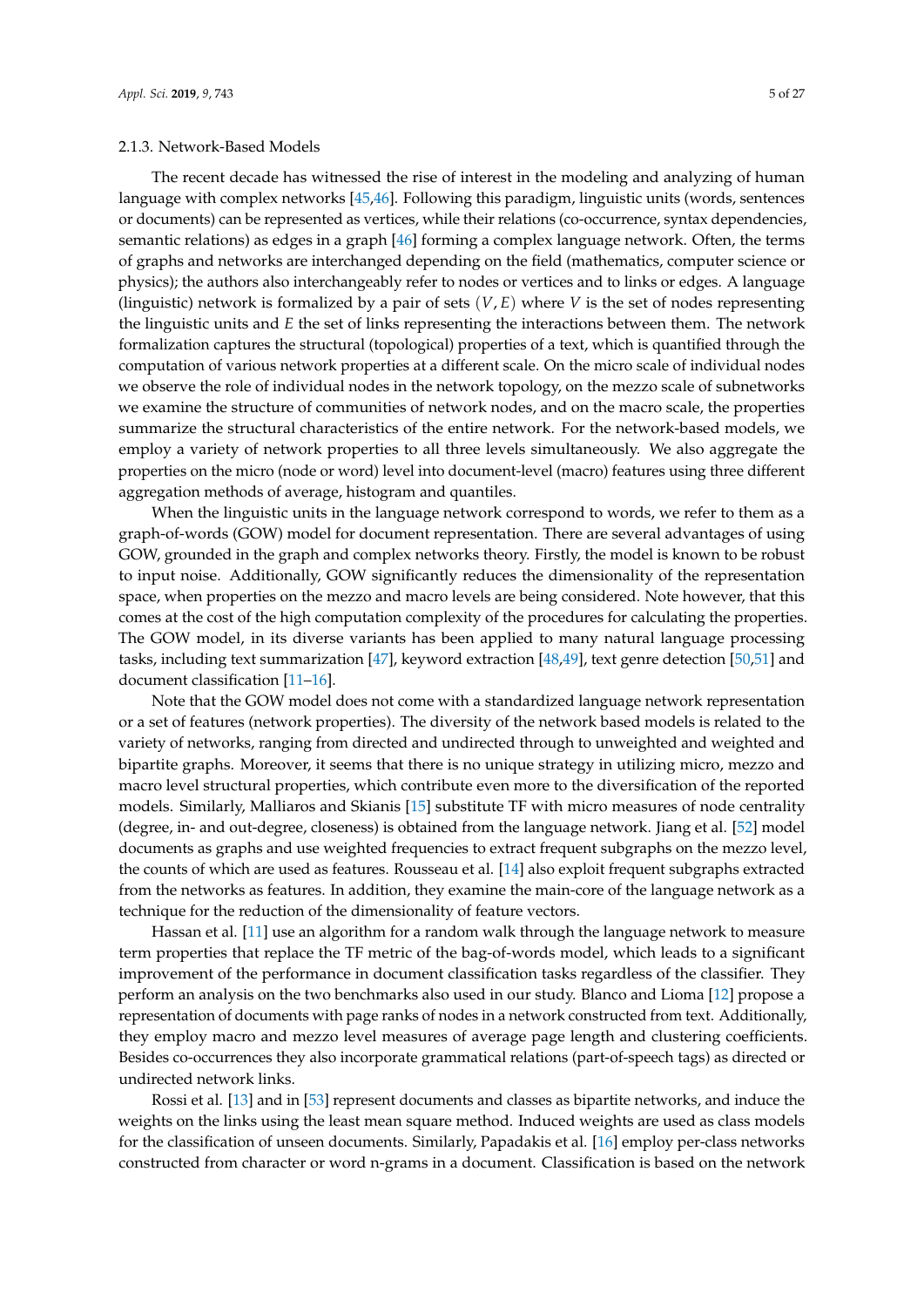#### 2.1.3. Network-Based Models

The recent decade has witnessed the rise of interest in the modeling and analyzing of human language with complex networks [45,46]. Following this paradigm, linguistic units (words, sentences or documents) can be represented as vertices, while their relations (co-occurrence, syntax dependencies, semantic relations) as edges in a graph [46] forming a complex language network. Often, the terms of graphs and networks are interchanged depending on the field (mathematics, computer science or physics); the authors also interchangeably refer to nodes or vertices and to links or edges. A language (linguistic) network is formalized by a pair of sets $(V, E)$ where $V$ is the set of nodes representing the linguistic units and $E$ the set of links representing the interactions between them. The network formalization captures the structural (topological) properties of a text, which is quantified through the computation of various network properties at a different scale. On the micro scale of individual nodes we observe the role of individual nodes in the network topology, on the mezzo scale of subnetworks we examine the structure of communities of network nodes, and on the macro scale, the properties summarize the structural characteristics of the entire network. For the network-based models, we employ a variety of network properties to all three levels simultaneously. We also aggregate the properties on the micro (node or word) level into document-level (macro) features using three different aggregation methods of average, histogram and quantiles.

When the linguistic units in the language network correspond to words, we refer to them as a graph-of-words (GOW) model for document representation. There are several advantages of using GOW, grounded in the graph and complex networks theory. Firstly, the model is known to be robust to input noise. Additionally, GOW significantly reduces the dimensionality of the representation space, when properties on the mezzo and macro levels are being considered. Note however, that this comes at the cost of the high computation complexity of the procedures for calculating the properties. The GOW model, in its diverse variants has been applied to many natural language processing tasks, including text summarization [47], keyword extraction [48,49], text genre detection [50,51] and document classification [11–16].

Note that the GOW model does not come with a standardized language network representation or a set of features (network properties). The diversity of the network based models is related to the variety of networks, ranging from directed and undirected through to unweighted and weighted and bipartite graphs. Moreover, it seems that there is no unique strategy in utilizing micro, mezzo and macro level structural properties, which contribute even more to the diversification of the reported models. Similarly, Malliaros and Skianis [15] substitute TF with micro measures of node centrality (degree, in- and out-degree, closeness) is obtained from the language network. Jiang et al. [52] model documents as graphs and use weighted frequencies to extract frequent subgraphs on the mezzo level, the counts of which are used as features. Rousseau et al. [14] also exploit frequent subgraphs extracted from the networks as features. In addition, they examine the main-core of the language network as a technique for the reduction of the dimensionality of feature vectors.

Hassan et al. [11] use an algorithm for a random walk through the language network to measure term properties that replace the TF metric of the bag-of-words model, which leads to a significant improvement of the performance in document classification tasks regardless of the classifier. They perform an analysis on the two benchmarks also used in our study. Blanco and Lioma [12] propose a representation of documents with page ranks of nodes in a network constructed from text. Additionally, they employ macro and mezzo level measures of average page length and clustering coefficients. Besides co-occurrences they also incorporate grammatical relations (part-of-speech tags) as directed or undirected network links.

Rossi et al. [13] and in [53] represent documents and classes as bipartite networks, and induce the weights on the links using the least mean square method. Induced weights are used as class models for the classification of unseen documents. Similarly, Papadakis et al. [16] employ per-class networks constructed from character or word n-grams in a document. Classification is based on the network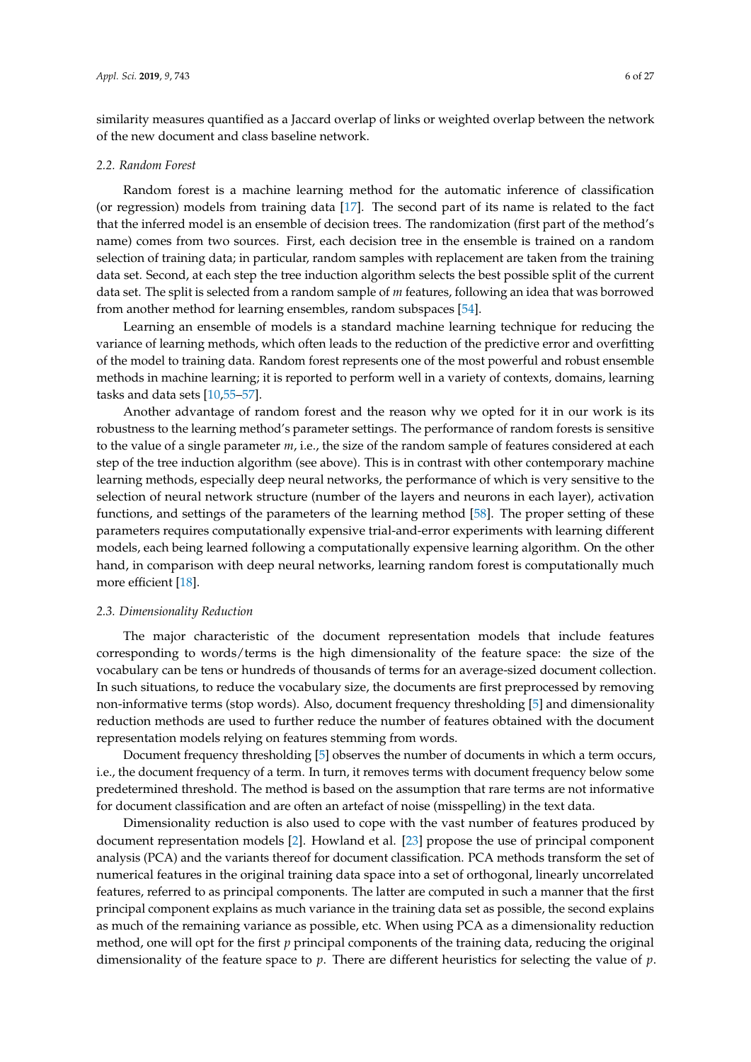similarity measures quantified as a Jaccard overlap of links or weighted overlap between the network of the new document and class baseline network.

### 2.2. Random Forest

Random forest is a machine learning method for the automatic inference of classification (or regression) models from training data [17]. The second part of its name is related to the fact that the inferred model is an ensemble of decision trees. The randomization (first part of the method's name) comes from two sources. First, each decision tree in the ensemble is trained on a random selection of training data; in particular, random samples with replacement are taken from the training data set. Second, at each step the tree induction algorithm selects the best possible split of the current data set. The split is selected from a random sample of $m$ features, following an idea that was borrowed from another method for learning ensembles, random subspaces [54].

Learning an ensemble of models is a standard machine learning technique for reducing the variance of learning methods, which often leads to the reduction of the predictive error and overfitting of the model to training data. Random forest represents one of the most powerful and robust ensemble methods in machine learning; it is reported to perform well in a variety of contexts, domains, learning tasks and data sets [10,55–57].

Another advantage of random forest and the reason why we opted for it in our work is its robustness to the learning method's parameter settings. The performance of random forests is sensitive to the value of a single parameter $m$, i.e., the size of the random sample of features considered at each step of the tree induction algorithm (see above). This is in contrast with other contemporary machine learning methods, especially deep neural networks, the performance of which is very sensitive to the selection of neural network structure (number of the layers and neurons in each layer), activation functions, and settings of the parameters of the learning method [58]. The proper setting of these parameters requires computationally expensive trial-and-error experiments with learning different models, each being learned following a computationally expensive learning algorithm. On the other hand, in comparison with deep neural networks, learning random forest is computationally much more efficient [18].

### 2.3. Dimensionality Reduction

The major characteristic of the document representation models that include features corresponding to words/terms is the high dimensionality of the feature space: the size of the vocabulary can be tens or hundreds of thousands of terms for an average-sized document collection. In such situations, to reduce the vocabulary size, the documents are first preprocessed by removing non-informative terms (stop words). Also, document frequency thresholding [5] and dimensionality reduction methods are used to further reduce the number of features obtained with the document representation models relying on features stemming from words.

Document frequency thresholding [5] observes the number of documents in which a term occurs, i.e., the document frequency of a term. In turn, it removes terms with document frequency below some predetermined threshold. The method is based on the assumption that rare terms are not informative for document classification and are often an artefact of noise (misspelling) in the text data.

Dimensionality reduction is also used to cope with the vast number of features produced by document representation models [2]. Howland et al. [23] propose the use of principal component analysis (PCA) and the variants thereof for document classification. PCA methods transform the set of numerical features in the original training data space into a set of orthogonal, linearly uncorrelated features, referred to as principal components. The latter are computed in such a manner that the first principal component explains as much variance in the training data set as possible, the second explains as much of the remaining variance as possible, etc. When using PCA as a dimensionality reduction method, one will opt for the first $p$ principal components of the training data, reducing the original dimensionality of the feature space to $p$. There are different heuristics for selecting the value of $p$.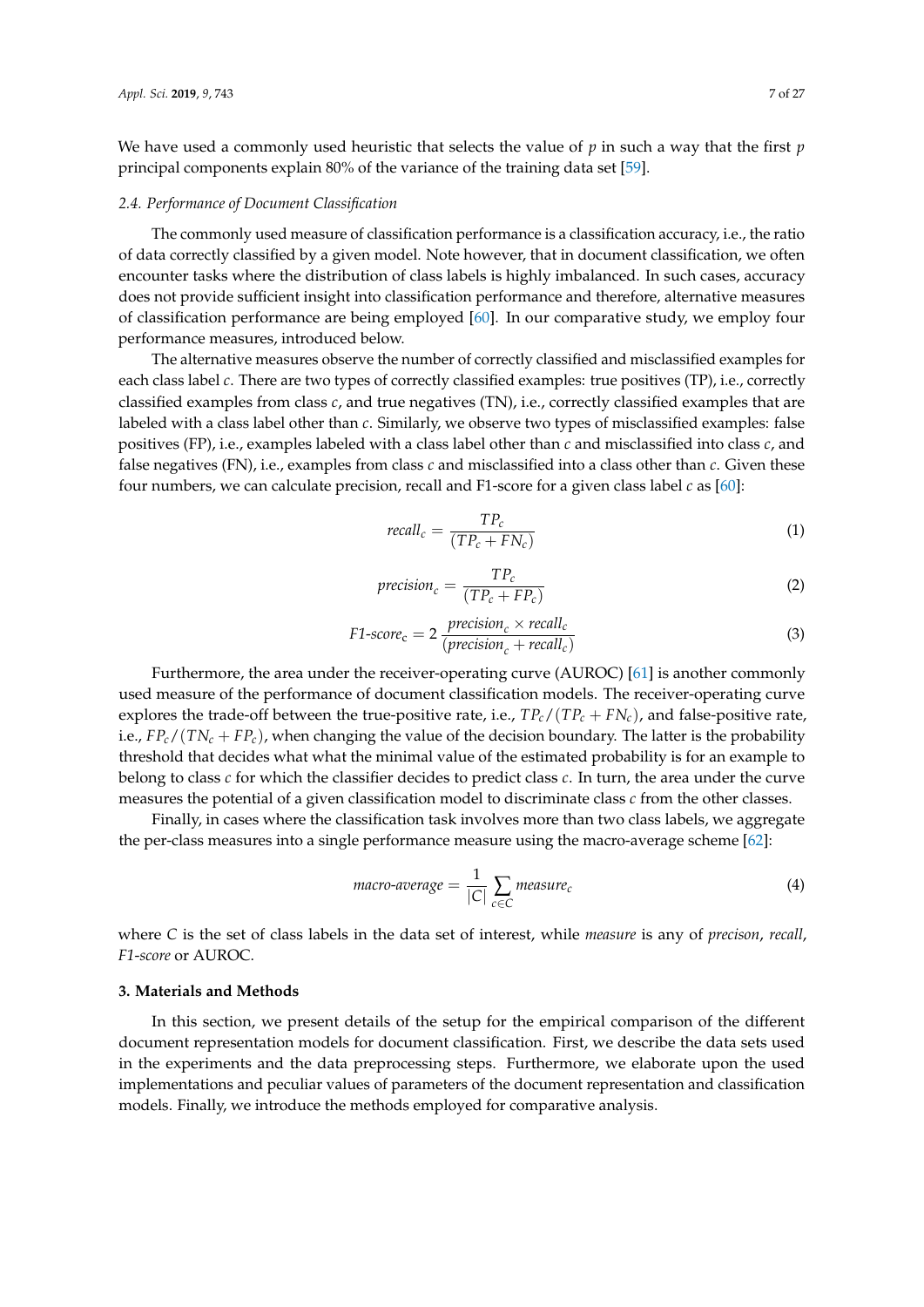We have used a commonly used heuristic that selects the value of $p$ in such a way that the first $p$ principal components explain 80% of the variance of the training data set [59].

### 2.4. Performance of Document Classification

The commonly used measure of classification performance is a classification accuracy, i.e., the ratio of data correctly classified by a given model. Note however, that in document classification, we often encounter tasks where the distribution of class labels is highly imbalanced. In such cases, accuracy does not provide sufficient insight into classification performance and therefore, alternative measures of classification performance are being employed [60]. In our comparative study, we employ four performance measures, introduced below.

The alternative measures observe the number of correctly classified and misclassified examples for each class label $c$. There are two types of correctly classified examples: true positives (TP), i.e., correctly classified examples from class $c$, and true negatives (TN), i.e., correctly classified examples that are labeled with a class label other than $c$. Similarly, we observe two types of misclassified examples: false positives (FP), i.e., examples labeled with a class label other than $c$ and misclassified into class $c$, and false negatives (FN), i.e., examples from class $c$ and misclassified into a class other than $c$. Given these four numbers, we can calculate precision, recall and F1-score for a given class label $c$ as [60]:

$$recall_c = \frac{TP_c}{(TP_c + FN_c)} \tag{1}$$

$$precision_c = \frac{TP_c}{(TP_c + FP_c)} \tag{2}$$

$$F1\text{-}score_c = 2\,\frac{precision_c \times recall_c}{(precision_c + recall_c)} \tag{3}$$

Furthermore, the area under the receiver-operating curve (AUROC) [61] is another commonly used measure of the performance of document classification models. The receiver-operating curve explores the trade-off between the true-positive rate, i.e., $TP_c/(TP_c + FN_c)$, and false-positive rate, i.e., $FP_c/(TN_c + FP_c)$, when changing the value of the decision boundary. The latter is the probability threshold that decides what what the minimal value of the estimated probability is for an example to belong to class $c$ for which the classifier decides to predict class $c$. In turn, the area under the curve measures the potential of a given classification model to discriminate class $c$ from the other classes.

Finally, in cases where the classification task involves more than two class labels, we aggregate the per-class measures into a single performance measure using the macro-average scheme [62]:

$$macro\text{-}average = \frac{1}{|C|}\sum_{c \in C} measure_c \tag{4}$$

where $C$ is the set of class labels in the data set of interest, while *measure* is any of *precison*, *recall*, *F1-score* or AUROC.

## 3. Materials and Methods

In this section, we present details of the setup for the empirical comparison of the different document representation models for document classification. First, we describe the data sets used in the experiments and the data preprocessing steps. Furthermore, we elaborate upon the used implementations and peculiar values of parameters of the document representation and classification models. Finally, we introduce the methods employed for comparative analysis.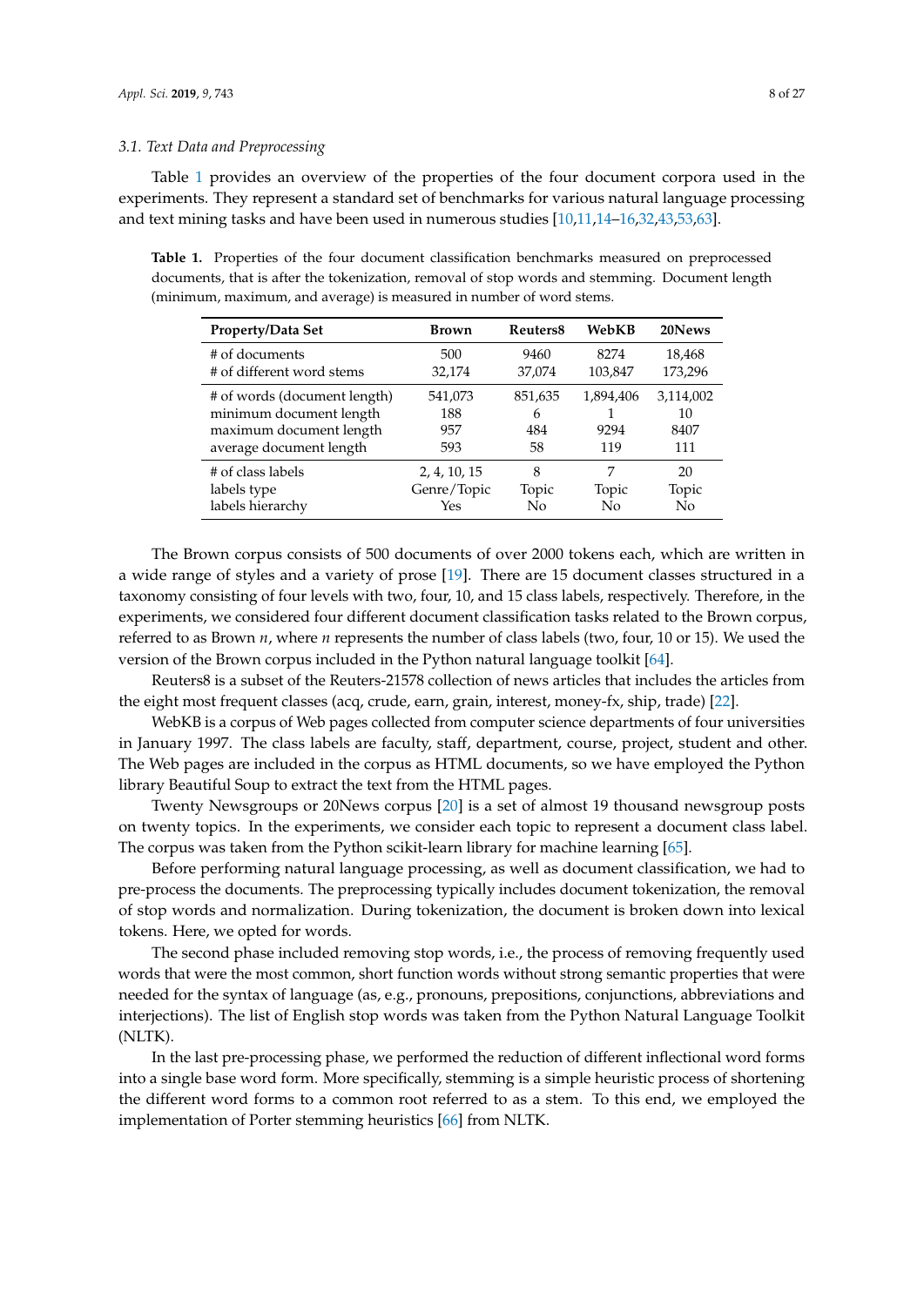### 3.1. Text Data and Preprocessing

Table 1 provides an overview of the properties of the four document corpora used in the experiments. They represent a standard set of benchmarks for various natural language processing and text mining tasks and have been used in numerous studies [10,11,14–16,32,43,53,63].

**Table 1.** Properties of the four document classification benchmarks measured on preprocessed documents, that is after the tokenization, removal of stop words and stemming. Document length (minimum, maximum, and average) is measured in number of word stems.

| Property/Data Set | Brown | Reuters8 | WebKB | 20News |
|---|---|---|---|---|
| # of documents | 500 | 9460 | 8274 | 18,468 |
| # of different word stems | 32,174 | 37,074 | 103,847 | 173,296 |
| # of words (document length) | 541,073 | 851,635 | 1,894,406 | 3,114,002 |
| minimum document length | 188 | 6 | 1 | 10 |
| maximum document length | 957 | 484 | 9294 | 8407 |
| average document length | 593 | 58 | 119 | 111 |
| # of class labels | 2, 4, 10, 15 | 8 | 7 | 20 |
| labels type | Genre/Topic | Topic | Topic | Topic |
| labels hierarchy | Yes | No | No | No |

The Brown corpus consists of 500 documents of over 2000 tokens each, which are written in a wide range of styles and a variety of prose [19]. There are 15 document classes structured in a taxonomy consisting of four levels with two, four, 10, and 15 class labels, respectively. Therefore, in the experiments, we considered four different document classification tasks related to the Brown corpus, referred to as Brown $n$, where $n$ represents the number of class labels (two, four, 10 or 15). We used the version of the Brown corpus included in the Python natural language toolkit [64].

Reuters8 is a subset of the Reuters-21578 collection of news articles that includes the articles from the eight most frequent classes (acq, crude, earn, grain, interest, money-fx, ship, trade) [22].

WebKB is a corpus of Web pages collected from computer science departments of four universities in January 1997. The class labels are faculty, staff, department, course, project, student and other. The Web pages are included in the corpus as HTML documents, so we have employed the Python library Beautiful Soup to extract the text from the HTML pages.

Twenty Newsgroups or 20News corpus [20] is a set of almost 19 thousand newsgroup posts on twenty topics. In the experiments, we consider each topic to represent a document class label. The corpus was taken from the Python scikit-learn library for machine learning [65].

Before performing natural language processing, as well as document classification, we had to pre-process the documents. The preprocessing typically includes document tokenization, the removal of stop words and normalization. During tokenization, the document is broken down into lexical tokens. Here, we opted for words.

The second phase included removing stop words, i.e., the process of removing frequently used words that were the most common, short function words without strong semantic properties that were needed for the syntax of language (as, e.g., pronouns, prepositions, conjunctions, abbreviations and interjections). The list of English stop words was taken from the Python Natural Language Toolkit (NLTK).

In the last pre-processing phase, we performed the reduction of different inflectional word forms into a single base word form. More specifically, stemming is a simple heuristic process of shortening the different word forms to a common root referred to as a stem. To this end, we employed the implementation of Porter stemming heuristics [66] from NLTK.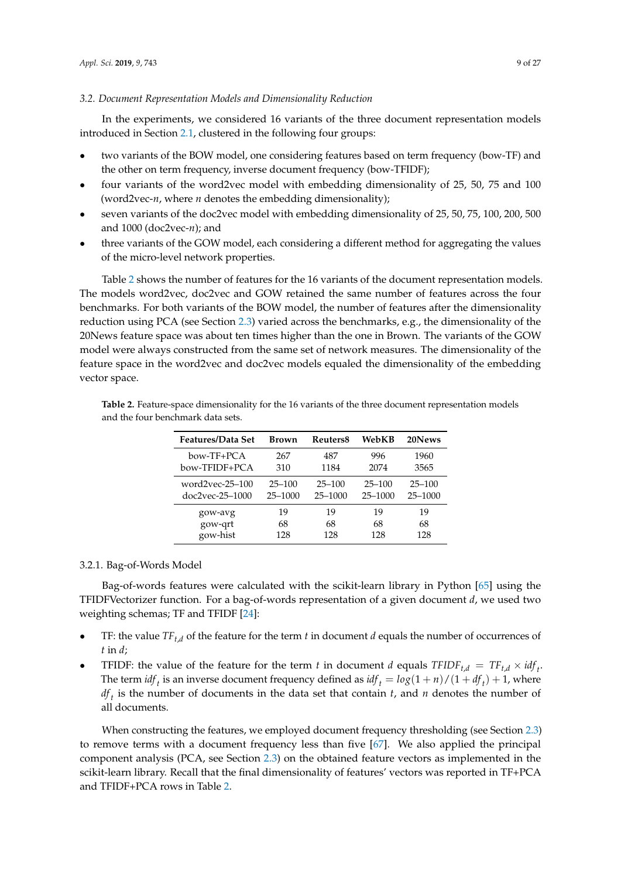### 3.2. Document Representation Models and Dimensionality Reduction

In the experiments, we considered 16 variants of the three document representation models introduced in Section 2.1, clustered in the following four groups:

- two variants of the BOW model, one considering features based on term frequency (bow-TF) and the other on term frequency, inverse document frequency (bow-TFIDF);
- four variants of the word2vec model with embedding dimensionality of 25, 50, 75 and 100 (word2vec-$n$, where $n$ denotes the embedding dimensionality);
- seven variants of the doc2vec model with embedding dimensionality of 25, 50, 75, 100, 200, 500 and 1000 (doc2vec-$n$); and
- three variants of the GOW model, each considering a different method for aggregating the values of the micro-level network properties.

Table 2 shows the number of features for the 16 variants of the document representation models. The models word2vec, doc2vec and GOW retained the same number of features across the four benchmarks. For both variants of the BOW model, the number of features after the dimensionality reduction using PCA (see Section 2.3) varied across the benchmarks, e.g., the dimensionality of the 20News feature space was about ten times higher than the one in Brown. The variants of the GOW model were always constructed from the same set of network measures. The dimensionality of the feature space in the word2vec and doc2vec models equaled the dimensionality of the embedding vector space.

**Table 2.** Feature-space dimensionality for the 16 variants of the three document representation models and the four benchmark data sets.

| Features/Data Set | Brown | Reuters8 | WebKB | 20News |
|---|---|---|---|---|
| bow-TF+PCA | 267 | 487 | 996 | 1960 |
| bow-TFIDF+PCA | 310 | 1184 | 2074 | 3565 |
| word2vec-25–100 | 25–100 | 25–100 | 25–100 | 25–100 |
| doc2vec-25–1000 | 25–1000 | 25–1000 | 25–1000 | 25–1000 |
| gow-avg | 19 | 19 | 19 | 19 |
| gow-qrt | 68 | 68 | 68 | 68 |
| gow-hist | 128 | 128 | 128 | 128 |

#### 3.2.1. Bag-of-Words Model

Bag-of-words features were calculated with the scikit-learn library in Python [65] using the TFIDFVectorizer function. For a bag-of-words representation of a given document $d$, we used two weighting schemas; TF and TFIDF [24]:

- TF: the value $TF_{t,d}$ of the feature for the term $t$ in document $d$ equals the number of occurrences of $t$ in $d$;
- TFIDF: the value of the feature for the term $t$ in document $d$ equals $TFIDF_{t,d} = TF_{t,d} \times idf_t$. The term $idf_t$ is an inverse document frequency defined as $idf_t = log(1+n)/(1+df_t) + 1$, where $df_t$ is the number of documents in the data set that contain $t$, and $n$ denotes the number of all documents.

When constructing the features, we employed document frequency thresholding (see Section 2.3) to remove terms with a document frequency less than five [67]. We also applied the principal component analysis (PCA, see Section 2.3) on the obtained feature vectors as implemented in the scikit-learn library. Recall that the final dimensionality of features' vectors was reported in TF+PCA and TFIDF+PCA rows in Table 2.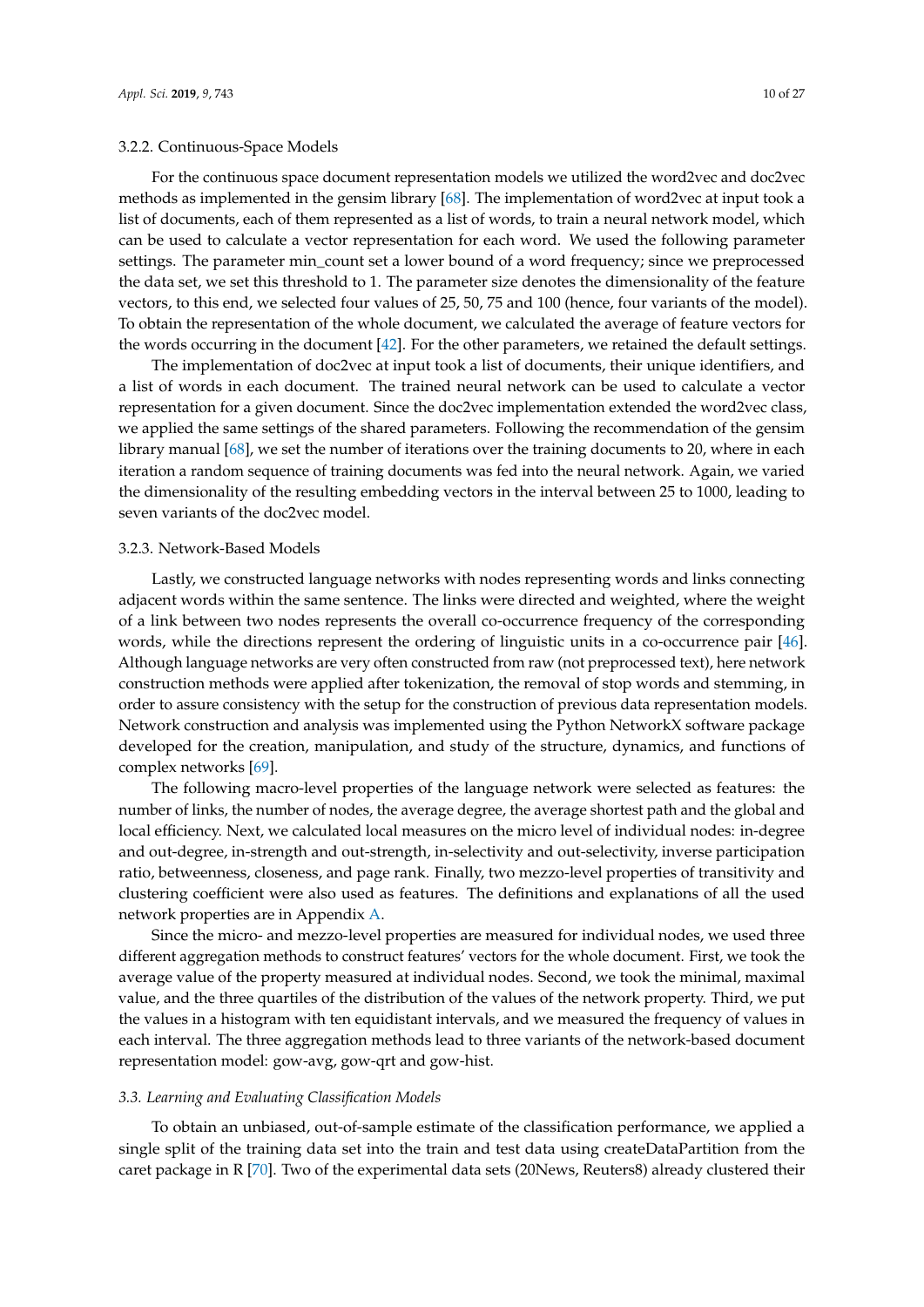#### 3.2.2. Continuous-Space Models

For the continuous space document representation models we utilized the word2vec and doc2vec methods as implemented in the gensim library [68]. The implementation of word2vec at input took a list of documents, each of them represented as a list of words, to train a neural network model, which can be used to calculate a vector representation for each word. We used the following parameter settings. The parameter min_count set a lower bound of a word frequency; since we preprocessed the data set, we set this threshold to 1. The parameter size denotes the dimensionality of the feature vectors, to this end, we selected four values of 25, 50, 75 and 100 (hence, four variants of the model). To obtain the representation of the whole document, we calculated the average of feature vectors for the words occurring in the document [42]. For the other parameters, we retained the default settings.

The implementation of doc2vec at input took a list of documents, their unique identifiers, and a list of words in each document. The trained neural network can be used to calculate a vector representation for a given document. Since the doc2vec implementation extended the word2vec class, we applied the same settings of the shared parameters. Following the recommendation of the gensim library manual [68], we set the number of iterations over the training documents to 20, where in each iteration a random sequence of training documents was fed into the neural network. Again, we varied the dimensionality of the resulting embedding vectors in the interval between 25 to 1000, leading to seven variants of the doc2vec model.

#### 3.2.3. Network-Based Models

Lastly, we constructed language networks with nodes representing words and links connecting adjacent words within the same sentence. The links were directed and weighted, where the weight of a link between two nodes represents the overall co-occurrence frequency of the corresponding words, while the directions represent the ordering of linguistic units in a co-occurrence pair [46]. Although language networks are very often constructed from raw (not preprocessed text), here network construction methods were applied after tokenization, the removal of stop words and stemming, in order to assure consistency with the setup for the construction of previous data representation models. Network construction and analysis was implemented using the Python NetworkX software package developed for the creation, manipulation, and study of the structure, dynamics, and functions of complex networks [69].

The following macro-level properties of the language network were selected as features: the number of links, the number of nodes, the average degree, the average shortest path and the global and local efficiency. Next, we calculated local measures on the micro level of individual nodes: in-degree and out-degree, in-strength and out-strength, in-selectivity and out-selectivity, inverse participation ratio, betweenness, closeness, and page rank. Finally, two mezzo-level properties of transitivity and clustering coefficient were also used as features. The definitions and explanations of all the used network properties are in Appendix A.

Since the micro- and mezzo-level properties are measured for individual nodes, we used three different aggregation methods to construct features' vectors for the whole document. First, we took the average value of the property measured at individual nodes. Second, we took the minimal, maximal value, and the three quartiles of the distribution of the values of the network property. Third, we put the values in a histogram with ten equidistant intervals, and we measured the frequency of values in each interval. The three aggregation methods lead to three variants of the network-based document representation model: gow-avg, gow-qrt and gow-hist.

### *3.3. Learning and Evaluating Classification Models*

To obtain an unbiased, out-of-sample estimate of the classification performance, we applied a single split of the training data set into the train and test data using createDataPartition from the caret package in R [70]. Two of the experimental data sets (20News, Reuters8) already clustered their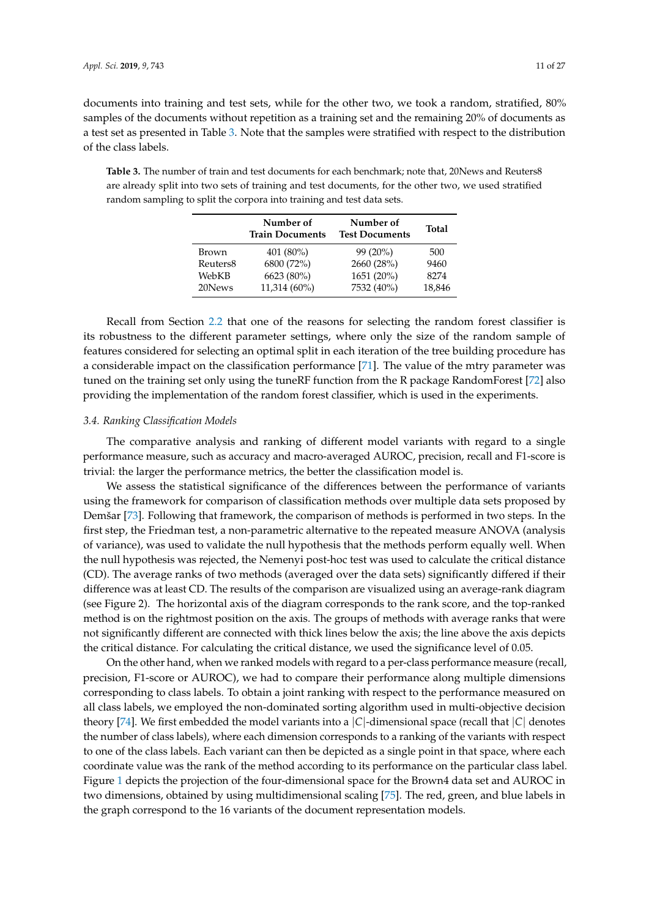documents into training and test sets, while for the other two, we took a random, stratified, 80% samples of the documents without repetition as a training set and the remaining 20% of documents as a test set as presented in Table 3. Note that the samples were stratified with respect to the distribution of the class labels.

**Table 3.** The number of train and test documents for each benchmark; note that, 20News and Reuters8 are already split into two sets of training and test documents, for the other two, we used stratified random sampling to split the corpora into training and test data sets.

| | Number of Train Documents | Number of Test Documents | Total |
|---|---|---|---|
| Brown | 401 (80%) | 99 (20%) | 500 |
| Reuters8 | 6800 (72%) | 2660 (28%) | 9460 |
| WebKB | 6623 (80%) | 1651 (20%) | 8274 |
| 20News | 11,314 (60%) | 7532 (40%) | 18,846 |

Recall from Section 2.2 that one of the reasons for selecting the random forest classifier is its robustness to the different parameter settings, where only the size of the random sample of features considered for selecting an optimal split in each iteration of the tree building procedure has a considerable impact on the classification performance [71]. The value of the mtry parameter was tuned on the training set only using the tuneRF function from the R package RandomForest [72] also providing the implementation of the random forest classifier, which is used in the experiments.

### 3.4. Ranking Classification Models

The comparative analysis and ranking of different model variants with regard to a single performance measure, such as accuracy and macro-averaged AUROC, precision, recall and F1-score is trivial: the larger the performance metrics, the better the classification model is.

We assess the statistical significance of the differences between the performance of variants using the framework for comparison of classification methods over multiple data sets proposed by Demšar [73]. Following that framework, the comparison of methods is performed in two steps. In the first step, the Friedman test, a non-parametric alternative to the repeated measure ANOVA (analysis of variance), was used to validate the null hypothesis that the methods perform equally well. When the null hypothesis was rejected, the Nemenyi post-hoc test was used to calculate the critical distance (CD). The average ranks of two methods (averaged over the data sets) significantly differed if their difference was at least CD. The results of the comparison are visualized using an average-rank diagram (see Figure 2). The horizontal axis of the diagram corresponds to the rank score, and the top-ranked method is on the rightmost position on the axis. The groups of methods with average ranks that were not significantly different are connected with thick lines below the axis; the line above the axis depicts the critical distance. For calculating the critical distance, we used the significance level of 0.05.

On the other hand, when we ranked models with regard to a per-class performance measure (recall, precision, F1-score or AUROC), we had to compare their performance along multiple dimensions corresponding to class labels. To obtain a joint ranking with respect to the performance measured on all class labels, we employed the non-dominated sorting algorithm used in multi-objective decision theory [74]. We first embedded the model variants into a $|C|$-dimensional space (recall that $|C|$ denotes the number of class labels), where each dimension corresponds to a ranking of the variants with respect to one of the class labels. Each variant can then be depicted as a single point in that space, where each coordinate value was the rank of the method according to its performance on the particular class label. Figure 1 depicts the projection of the four-dimensional space for the Brown4 data set and AUROC in two dimensions, obtained by using multidimensional scaling [75]. The red, green, and blue labels in the graph correspond to the 16 variants of the document representation models.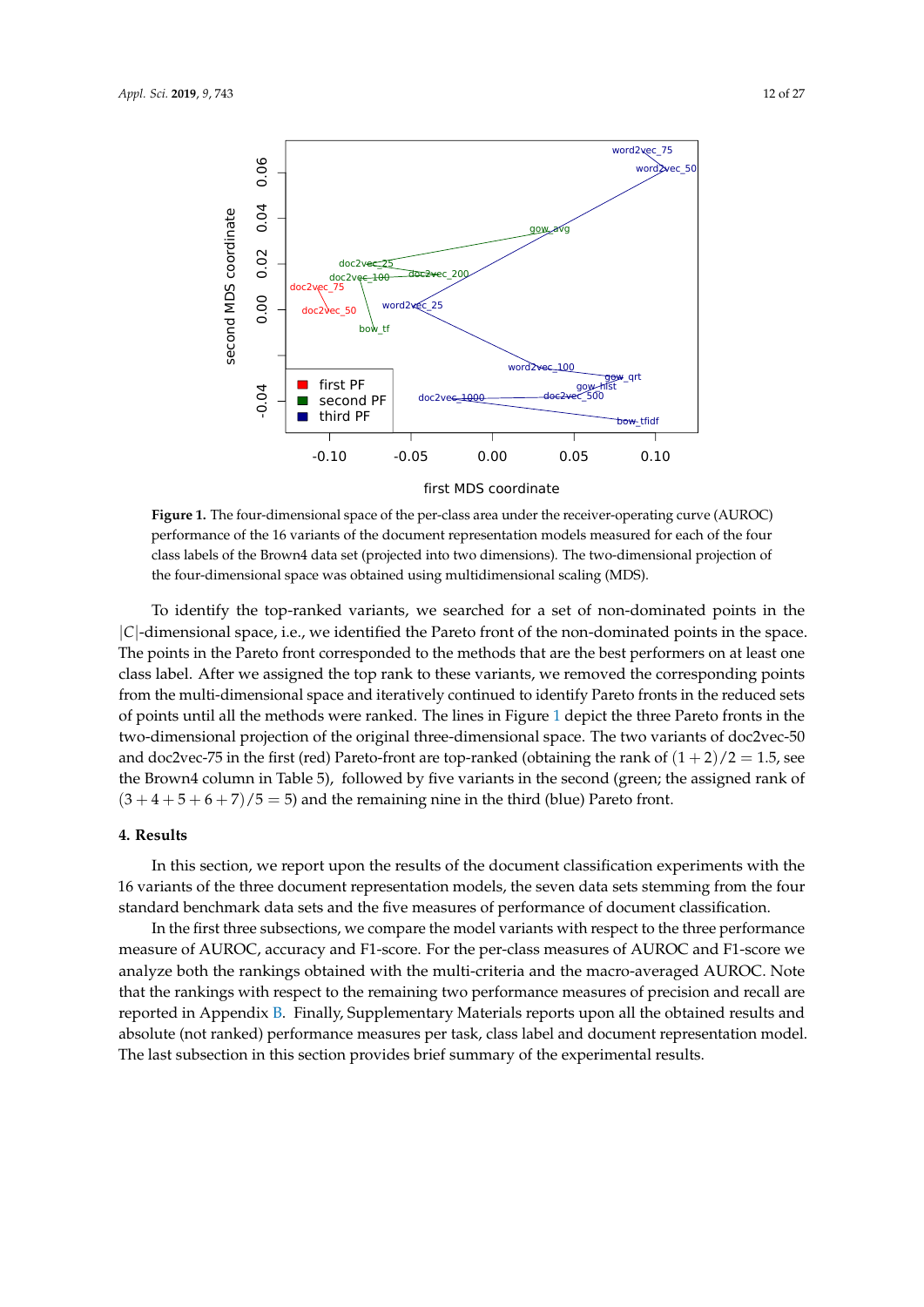**Figure 1.** The four-dimensional space of the per-class area under the receiver-operating curve (AUROC) performance of the 16 variants of the document representation models measured for each of the four class labels of the Brown4 data set (projected into two dimensions). The two-dimensional projection of the four-dimensional space was obtained using multidimensional scaling (MDS).

To identify the top-ranked variants, we searched for a set of non-dominated points in the $|C|$-dimensional space, i.e., we identified the Pareto front of the non-dominated points in the space. The points in the Pareto front corresponded to the methods that are the best performers on at least one class label. After we assigned the top rank to these variants, we removed the corresponding points from the multi-dimensional space and iteratively continued to identify Pareto fronts in the reduced sets of points until all the methods were ranked. The lines in Figure 1 depict the three Pareto fronts in the two-dimensional projection of the original three-dimensional space. The two variants of doc2vec-50 and doc2vec-75 in the first (red) Pareto-front are top-ranked (obtaining the rank of $(1+2)/2 = 1.5$, see the Brown4 column in Table 5), followed by five variants in the second (green; the assigned rank of $(3+4+5+6+7)/5 = 5$) and the remaining nine in the third (blue) Pareto front.

## 4. Results

In this section, we report upon the results of the document classification experiments with the 16 variants of the three document representation models, the seven data sets stemming from the four standard benchmark data sets and the five measures of performance of document classification.

In the first three subsections, we compare the model variants with respect to the three performance measure of AUROC, accuracy and F1-score. For the per-class measures of AUROC and F1-score we analyze both the rankings obtained with the multi-criteria and the macro-averaged AUROC. Note that the rankings with respect to the remaining two performance measures of precision and recall are reported in Appendix B. Finally, Supplementary Materials reports upon all the obtained results and absolute (not ranked) performance measures per task, class label and document representation model. The last subsection in this section provides brief summary of the experimental results.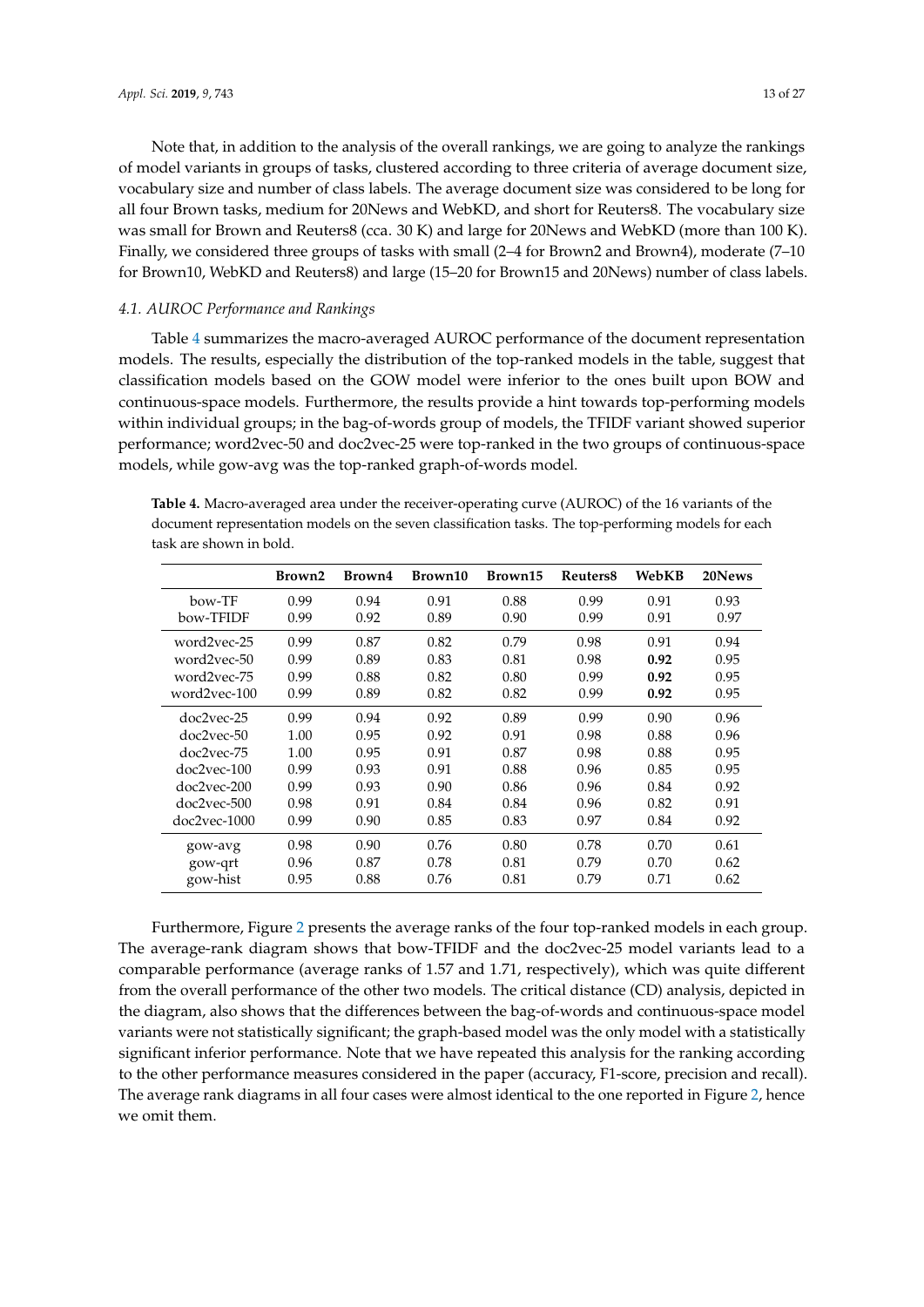Note that, in addition to the analysis of the overall rankings, we are going to analyze the rankings of model variants in groups of tasks, clustered according to three criteria of average document size, vocabulary size and number of class labels. The average document size was considered to be long for all four Brown tasks, medium for 20News and WebKD, and short for Reuters8. The vocabulary size was small for Brown and Reuters8 (cca. 30 K) and large for 20News and WebKD (more than 100 K). Finally, we considered three groups of tasks with small (2–4 for Brown2 and Brown4), moderate (7–10 for Brown10, WebKD and Reuters8) and large (15–20 for Brown15 and 20News) number of class labels.

### *4.1. AUROC Performance and Rankings*

Table 4 summarizes the macro-averaged AUROC performance of the document representation models. The results, especially the distribution of the top-ranked models in the table, suggest that classification models based on the GOW model were inferior to the ones built upon BOW and continuous-space models. Furthermore, the results provide a hint towards top-performing models within individual groups; in the bag-of-words group of models, the TFIDF variant showed superior performance; word2vec-50 and doc2vec-25 were top-ranked in the two groups of continuous-space models, while gow-avg was the top-ranked graph-of-words model.

**Table 4.** Macro-averaged area under the receiver-operating curve (AUROC) of the 16 variants of the document representation models on the seven classification tasks. The top-performing models for each task are shown in bold.

| | **Brown2** | **Brown4** | **Brown10** | **Brown15** | **Reuters8** | **WebKB** | **20News** |
|---|---|---|---|---|---|---|---|
| bow-TF | 0.99 | 0.94 | 0.91 | 0.88 | 0.99 | 0.91 | 0.93 |
| bow-TFIDF | 0.99 | 0.92 | 0.89 | 0.90 | 0.99 | 0.91 | 0.97 |
| word2vec-25 | 0.99 | 0.87 | 0.82 | 0.79 | 0.98 | 0.91 | 0.94 |
| word2vec-50 | 0.99 | 0.89 | 0.83 | 0.81 | 0.98 | **0.92** | 0.95 |
| word2vec-75 | 0.99 | 0.88 | 0.82 | 0.80 | 0.99 | **0.92** | 0.95 |
| word2vec-100 | 0.99 | 0.89 | 0.82 | 0.82 | 0.99 | **0.92** | 0.95 |
| doc2vec-25 | 0.99 | 0.94 | 0.92 | 0.89 | 0.99 | 0.90 | 0.96 |
| doc2vec-50 | 1.00 | 0.95 | 0.92 | 0.91 | 0.98 | 0.88 | 0.96 |
| doc2vec-75 | 1.00 | 0.95 | 0.91 | 0.87 | 0.98 | 0.88 | 0.95 |
| doc2vec-100 | 0.99 | 0.93 | 0.91 | 0.88 | 0.96 | 0.85 | 0.95 |
| doc2vec-200 | 0.99 | 0.93 | 0.90 | 0.86 | 0.96 | 0.84 | 0.92 |
| doc2vec-500 | 0.98 | 0.91 | 0.84 | 0.84 | 0.96 | 0.82 | 0.91 |
| doc2vec-1000 | 0.99 | 0.90 | 0.85 | 0.83 | 0.97 | 0.84 | 0.92 |
| gow-avg | 0.98 | 0.90 | 0.76 | 0.80 | 0.78 | 0.70 | 0.61 |
| gow-qrt | 0.96 | 0.87 | 0.78 | 0.81 | 0.79 | 0.70 | 0.62 |
| gow-hist | 0.95 | 0.88 | 0.76 | 0.81 | 0.79 | 0.71 | 0.62 |

Furthermore, Figure 2 presents the average ranks of the four top-ranked models in each group. The average-rank diagram shows that bow-TFIDF and the doc2vec-25 model variants lead to a comparable performance (average ranks of 1.57 and 1.71, respectively), which was quite different from the overall performance of the other two models. The critical distance (CD) analysis, depicted in the diagram, also shows that the differences between the bag-of-words and continuous-space model variants were not statistically significant; the graph-based model was the only model with a statistically significant inferior performance. Note that we have repeated this analysis for the ranking according to the other performance measures considered in the paper (accuracy, F1-score, precision and recall). The average rank diagrams in all four cases were almost identical to the one reported in Figure 2, hence we omit them.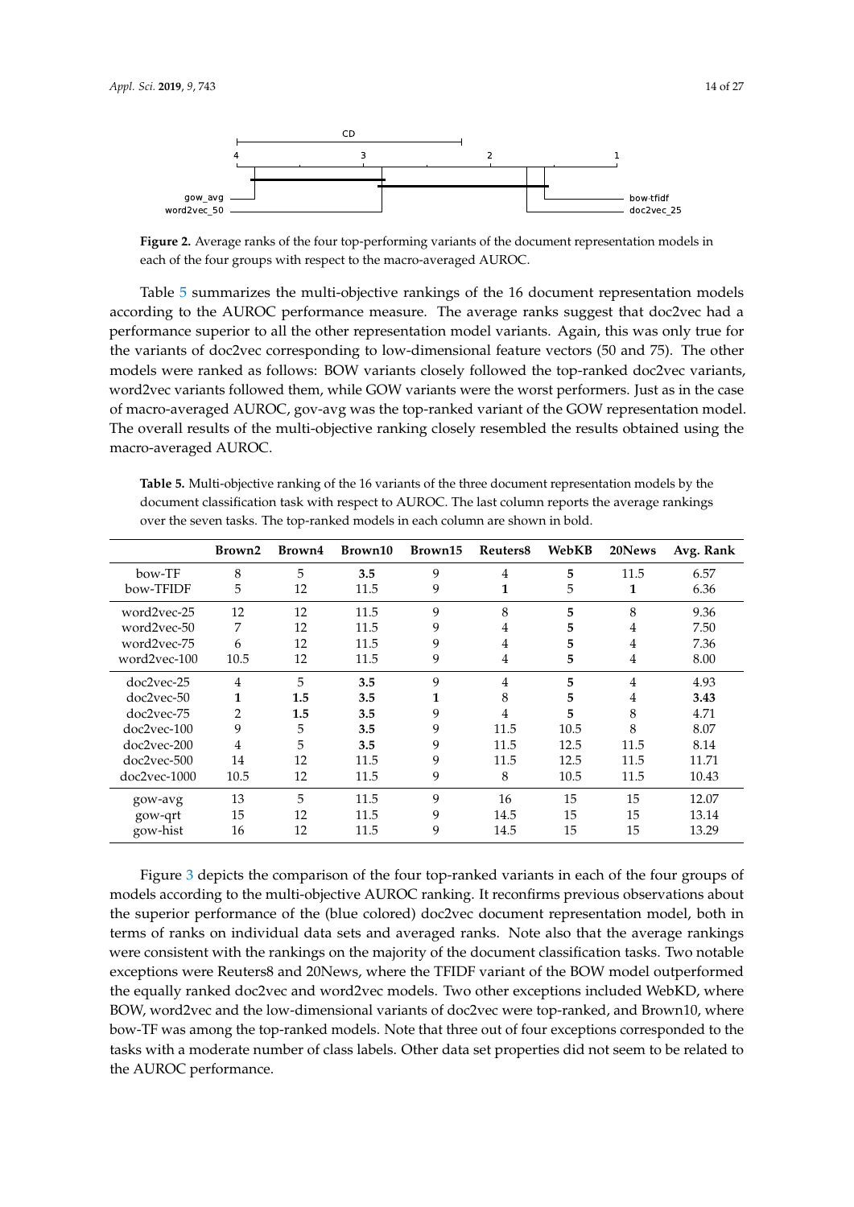**Figure 2.** Average ranks of the four top-performing variants of the document representation models in each of the four groups with respect to the macro-averaged AUROC.

Table 5 summarizes the multi-objective rankings of the 16 document representation models according to the AUROC performance measure. The average ranks suggest that doc2vec had a performance superior to all the other representation model variants. Again, this was only true for the variants of doc2vec corresponding to low-dimensional feature vectors (50 and 75). The other models were ranked as follows: BOW variants closely followed the top-ranked doc2vec variants, word2vec variants followed them, while GOW variants were the worst performers. Just as in the case of macro-averaged AUROC, gov-avg was the top-ranked variant of the GOW representation model. The overall results of the multi-objective ranking closely resembled the results obtained using the macro-averaged AUROC.

**Table 5.** Multi-objective ranking of the 16 variants of the three document representation models by the document classification task with respect to AUROC. The last column reports the average rankings over the seven tasks. The top-ranked models in each column are shown in bold.

| | Brown2 | Brown4 | Brown10 | Brown15 | Reuters8 | WebKB | 20News | Avg. Rank |
|---|---|---|---|---|---|---|---|---|
| bow-TF | 8 | 5 | **3.5** | 9 | 4 | **5** | 11.5 | 6.57 |
| bow-TFIDF | 5 | 12 | 11.5 | 9 | **1** | 5 | **1** | 6.36 |
| word2vec-25 | 12 | 12 | 11.5 | 9 | 8 | **5** | 8 | 9.36 |
| word2vec-50 | 7 | 12 | 11.5 | 9 | 4 | **5** | 4 | 7.50 |
| word2vec-75 | 6 | 12 | 11.5 | 9 | 4 | **5** | 4 | 7.36 |
| word2vec-100 | 10.5 | 12 | 11.5 | 9 | 4 | **5** | 4 | 8.00 |
| doc2vec-25 | 4 | 5 | **3.5** | 9 | 4 | **5** | 4 | 4.93 |
| doc2vec-50 | **1** | **1.5** | **3.5** | **1** | 8 | **5** | 4 | **3.43** |
| doc2vec-75 | 2 | **1.5** | **3.5** | 9 | 4 | **5** | 8 | 4.71 |
| doc2vec-100 | 9 | 5 | **3.5** | 9 | 11.5 | 10.5 | 8 | 8.07 |
| doc2vec-200 | 4 | 5 | **3.5** | 9 | 11.5 | 12.5 | 11.5 | 8.14 |
| doc2vec-500 | 14 | 12 | 11.5 | 9 | 11.5 | 12.5 | 11.5 | 11.71 |
| doc2vec-1000 | 10.5 | 12 | 11.5 | 9 | 8 | 10.5 | 11.5 | 10.43 |
| gow-avg | 13 | 5 | 11.5 | 9 | 16 | 15 | 15 | 12.07 |
| gow-qrt | 15 | 12 | 11.5 | 9 | 14.5 | 15 | 15 | 13.14 |
| gow-hist | 16 | 12 | 11.5 | 9 | 14.5 | 15 | 15 | 13.29 |

Figure 3 depicts the comparison of the four top-ranked variants in each of the four groups of models according to the multi-objective AUROC ranking. It reconfirms previous observations about the superior performance of the (blue colored) doc2vec document representation model, both in terms of ranks on individual data sets and averaged ranks. Note also that the average rankings were consistent with the rankings on the majority of the document classification tasks. Two notable exceptions were Reuters8 and 20News, where the TFIDF variant of the BOW model outperformed the equally ranked doc2vec and word2vec models. Two other exceptions included WebKD, where BOW, word2vec and the low-dimensional variants of doc2vec were top-ranked, and Brown10, where bow-TF was among the top-ranked models. Note that three out of four exceptions corresponded to the tasks with a moderate number of class labels. Other data set properties did not seem to be related to the AUROC performance.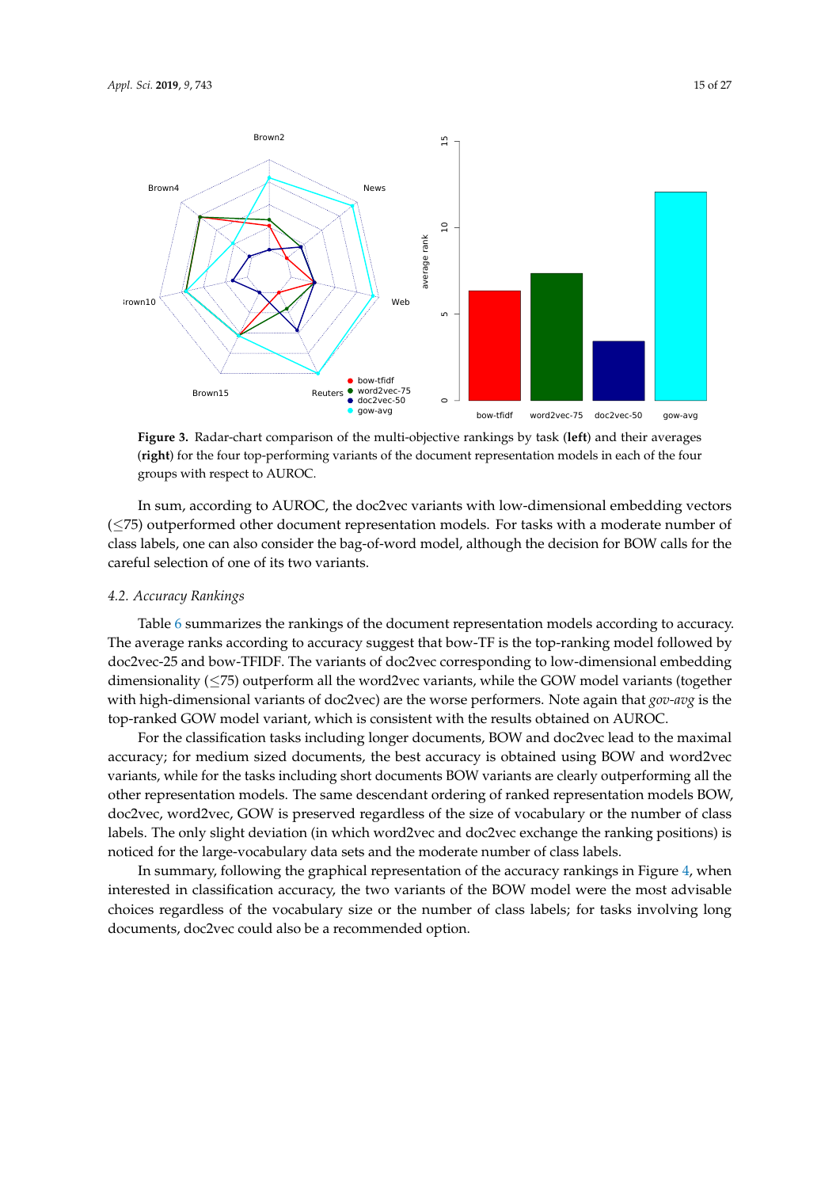**Figure 3.** Radar-chart comparison of the multi-objective rankings by task (**left**) and their averages (**right**) for the four top-performing variants of the document representation models in each of the four groups with respect to AUROC.

In sum, according to AUROC, the doc2vec variants with low-dimensional embedding vectors ($\leq$75) outperformed other document representation models. For tasks with a moderate number of class labels, one can also consider the bag-of-word model, although the decision for BOW calls for the careful selection of one of its two variants.

### 4.2. Accuracy Rankings

Table 6 summarizes the rankings of the document representation models according to accuracy. The average ranks according to accuracy suggest that bow-TF is the top-ranking model followed by doc2vec-25 and bow-TFIDF. The variants of doc2vec corresponding to low-dimensional embedding dimensionality ($\leq$75) outperform all the word2vec variants, while the GOW model variants (together with high-dimensional variants of doc2vec) are the worse performers. Note again that *gov-avg* is the top-ranked GOW model variant, which is consistent with the results obtained on AUROC.

For the classification tasks including longer documents, BOW and doc2vec lead to the maximal accuracy; for medium sized documents, the best accuracy is obtained using BOW and word2vec variants, while for the tasks including short documents BOW variants are clearly outperforming all the other representation models. The same descendant ordering of ranked representation models BOW, doc2vec, word2vec, GOW is preserved regardless of the size of vocabulary or the number of class labels. The only slight deviation (in which word2vec and doc2vec exchange the ranking positions) is noticed for the large-vocabulary data sets and the moderate number of class labels.

In summary, following the graphical representation of the accuracy rankings in Figure 4, when interested in classification accuracy, the two variants of the BOW model were the most advisable choices regardless of the vocabulary size or the number of class labels; for tasks involving long documents, doc2vec could also be a recommended option.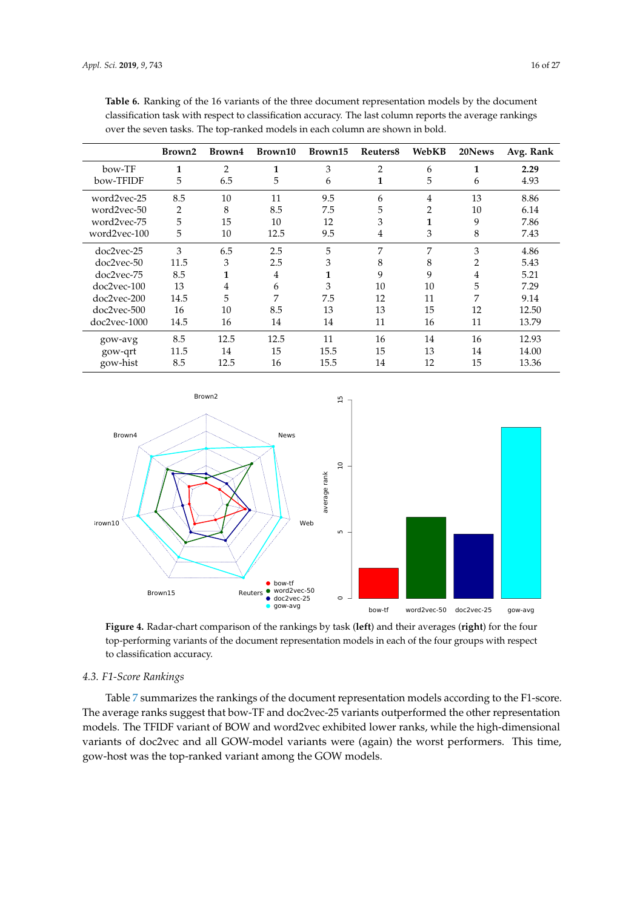**Table 6.** Ranking of the 16 variants of the three document representation models by the document classification task with respect to classification accuracy. The last column reports the average rankings over the seven tasks. The top-ranked models in each column are shown in bold.

| | Brown2 | Brown4 | Brown10 | Brown15 | Reuters8 | WebKB | 20News | Avg. Rank |
|---|---|---|---|---|---|---|---|---|
| bow-TF | **1** | 2 | **1** | 3 | 2 | 6 | **1** | **2.29** |
| bow-TFIDF | 5 | 6.5 | 5 | 6 | **1** | 5 | 6 | 4.93 |
| word2vec-25 | 8.5 | 10 | 11 | 9.5 | 6 | 4 | 13 | 8.86 |
| word2vec-50 | 2 | 8 | 8.5 | 7.5 | 5 | 2 | 10 | 6.14 |
| word2vec-75 | 5 | 15 | 10 | 12 | 3 | **1** | 9 | 7.86 |
| word2vec-100 | 5 | 10 | 12.5 | 9.5 | 4 | 3 | 8 | 7.43 |
| doc2vec-25 | 3 | 6.5 | 2.5 | 5 | 7 | 7 | 3 | 4.86 |
| doc2vec-50 | 11.5 | 3 | 2.5 | 3 | 8 | 8 | 2 | 5.43 |
| doc2vec-75 | 8.5 | **1** | 4 | **1** | 9 | 9 | 4 | 5.21 |
| doc2vec-100 | 13 | 4 | 6 | 3 | 10 | 10 | 5 | 7.29 |
| doc2vec-200 | 14.5 | 5 | 7 | 7.5 | 12 | 11 | 7 | 9.14 |
| doc2vec-500 | 16 | 10 | 8.5 | 13 | 13 | 15 | 12 | 12.50 |
| doc2vec-1000 | 14.5 | 16 | 14 | 14 | 11 | 16 | 11 | 13.79 |
| gow-avg | 8.5 | 12.5 | 12.5 | 11 | 16 | 14 | 16 | 12.93 |
| gow-qrt | 11.5 | 14 | 15 | 15.5 | 15 | 13 | 14 | 14.00 |
| gow-hist | 8.5 | 12.5 | 16 | 15.5 | 14 | 12 | 15 | 13.36 |

**Figure 4.** Radar-chart comparison of the rankings by task (**left**) and their averages (**right**) for the four top-performing variants of the document representation models in each of the four groups with respect to classification accuracy.

### 4.3. F1-Score Rankings

Table 7 summarizes the rankings of the document representation models according to the F1-score. The average ranks suggest that bow-TF and doc2vec-25 variants outperformed the other representation models. The TFIDF variant of BOW and word2vec exhibited lower ranks, while the high-dimensional variants of doc2vec and all GOW-model variants were (again) the worst performers. This time, gow-host was the top-ranked variant among the GOW models.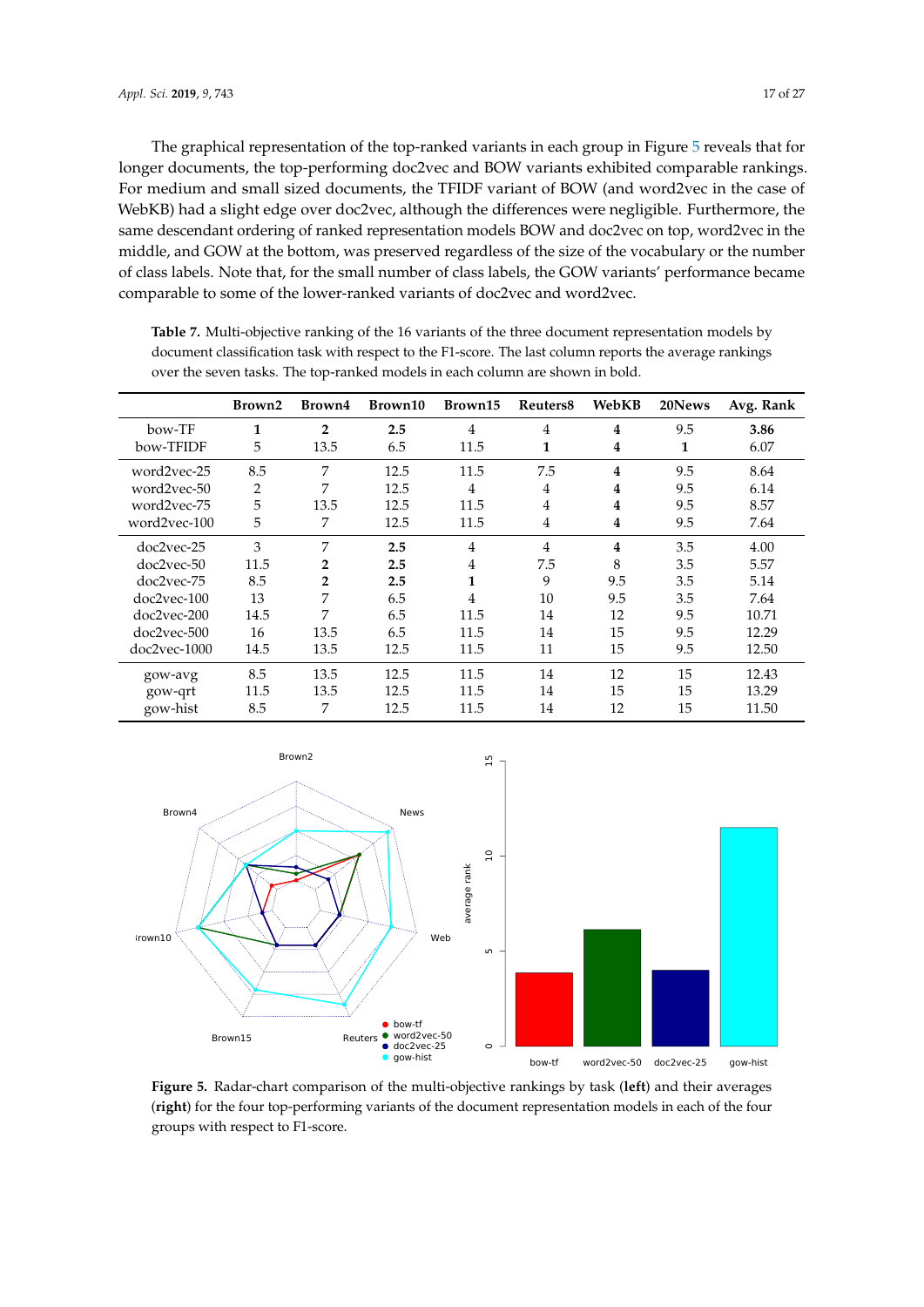The graphical representation of the top-ranked variants in each group in Figure 5 reveals that for longer documents, the top-performing doc2vec and BOW variants exhibited comparable rankings. For medium and small sized documents, the TFIDF variant of BOW (and word2vec in the case of WebKB) had a slight edge over doc2vec, although the differences were negligible. Furthermore, the same descendant ordering of ranked representation models BOW and doc2vec on top, word2vec in the middle, and GOW at the bottom, was preserved regardless of the size of the vocabulary or the number of class labels. Note that, for the small number of class labels, the GOW variants' performance became comparable to some of the lower-ranked variants of doc2vec and word2vec.

**Table 7.** Multi-objective ranking of the 16 variants of the three document representation models by document classification task with respect to the F1-score. The last column reports the average rankings over the seven tasks. The top-ranked models in each column are shown in bold.

| | Brown2 | Brown4 | Brown10 | Brown15 | Reuters8 | WebKB | 20News | Avg. Rank |
|---|---|---|---|---|---|---|---|---|
| bow-TF | **1** | **2** | **2.5** | 4 | 4 | **4** | 9.5 | **3.86** |
| bow-TFIDF | 5 | 13.5 | 6.5 | 11.5 | **1** | **4** | **1** | 6.07 |
| word2vec-25 | 8.5 | 7 | 12.5 | 11.5 | 7.5 | **4** | 9.5 | 8.64 |
| word2vec-50 | 2 | 7 | 12.5 | 4 | 4 | **4** | 9.5 | 6.14 |
| word2vec-75 | 5 | 13.5 | 12.5 | 11.5 | 4 | **4** | 9.5 | 8.57 |
| word2vec-100 | 5 | 7 | 12.5 | 11.5 | 4 | **4** | 9.5 | 7.64 |
| doc2vec-25 | 3 | 7 | **2.5** | 4 | 4 | **4** | 3.5 | 4.00 |
| doc2vec-50 | 11.5 | **2** | **2.5** | 4 | 7.5 | 8 | 3.5 | 5.57 |
| doc2vec-75 | 8.5 | **2** | **2.5** | **1** | 9 | 9.5 | 3.5 | 5.14 |
| doc2vec-100 | 13 | 7 | 6.5 | 4 | 10 | 9.5 | 3.5 | 7.64 |
| doc2vec-200 | 14.5 | 7 | 6.5 | 11.5 | 14 | 12 | 9.5 | 10.71 |
| doc2vec-500 | 16 | 13.5 | 6.5 | 11.5 | 14 | 15 | 9.5 | 12.29 |
| doc2vec-1000 | 14.5 | 13.5 | 12.5 | 11.5 | 11 | 15 | 9.5 | 12.50 |
| gow-avg | 8.5 | 13.5 | 12.5 | 11.5 | 14 | 12 | 15 | 12.43 |
| gow-qrt | 11.5 | 13.5 | 12.5 | 11.5 | 14 | 15 | 15 | 13.29 |
| gow-hist | 8.5 | 7 | 12.5 | 11.5 | 14 | 12 | 15 | 11.50 |

**Figure 5.** Radar-chart comparison of the multi-objective rankings by task (**left**) and their averages (**right**) for the four top-performing variants of the document representation models in each of the four groups with respect to F1-score.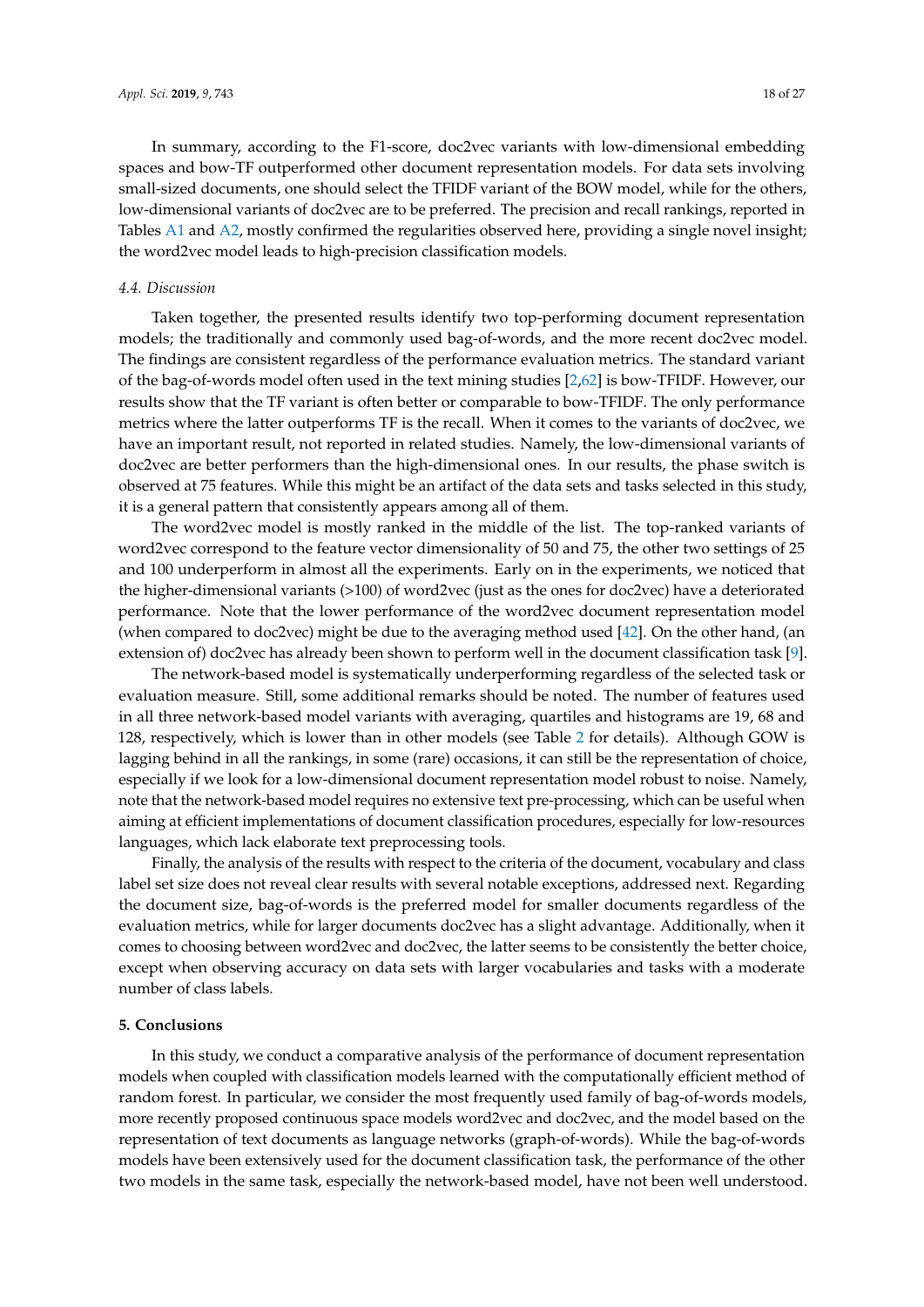In summary, according to the F1-score, doc2vec variants with low-dimensional embedding spaces and bow-TF outperformed other document representation models. For data sets involving small-sized documents, one should select the TFIDF variant of the BOW model, while for the others, low-dimensional variants of doc2vec are to be preferred. The precision and recall rankings, reported in Tables A1 and A2, mostly confirmed the regularities observed here, providing a single novel insight; the word2vec model leads to high-precision classification models.

### *4.4. Discussion*

Taken together, the presented results identify two top-performing document representation models; the traditionally and commonly used bag-of-words, and the more recent doc2vec model. The findings are consistent regardless of the performance evaluation metrics. The standard variant of the bag-of-words model often used in the text mining studies [2,62] is bow-TFIDF. However, our results show that the TF variant is often better or comparable to bow-TFIDF. The only performance metrics where the latter outperforms TF is the recall. When it comes to the variants of doc2vec, we have an important result, not reported in related studies. Namely, the low-dimensional variants of doc2vec are better performers than the high-dimensional ones. In our results, the phase switch is observed at 75 features. While this might be an artifact of the data sets and tasks selected in this study, it is a general pattern that consistently appears among all of them.

The word2vec model is mostly ranked in the middle of the list. The top-ranked variants of word2vec correspond to the feature vector dimensionality of 50 and 75, the other two settings of 25 and 100 underperform in almost all the experiments. Early on in the experiments, we noticed that the higher-dimensional variants (>100) of word2vec (just as the ones for doc2vec) have a deteriorated performance. Note that the lower performance of the word2vec document representation model (when compared to doc2vec) might be due to the averaging method used [42]. On the other hand, (an extension of) doc2vec has already been shown to perform well in the document classification task [9].

The network-based model is systematically underperforming regardless of the selected task or evaluation measure. Still, some additional remarks should be noted. The number of features used in all three network-based model variants with averaging, quartiles and histograms are 19, 68 and 128, respectively, which is lower than in other models (see Table 2 for details). Although GOW is lagging behind in all the rankings, in some (rare) occasions, it can still be the representation of choice, especially if we look for a low-dimensional document representation model robust to noise. Namely, note that the network-based model requires no extensive text pre-processing, which can be useful when aiming at efficient implementations of document classification procedures, especially for low-resources languages, which lack elaborate text preprocessing tools.

Finally, the analysis of the results with respect to the criteria of the document, vocabulary and class label set size does not reveal clear results with several notable exceptions, addressed next. Regarding the document size, bag-of-words is the preferred model for smaller documents regardless of the evaluation metrics, while for larger documents doc2vec has a slight advantage. Additionally, when it comes to choosing between word2vec and doc2vec, the latter seems to be consistently the better choice, except when observing accuracy on data sets with larger vocabularies and tasks with a moderate number of class labels.

## 5. Conclusions

In this study, we conduct a comparative analysis of the performance of document representation models when coupled with classification models learned with the computationally efficient method of random forest. In particular, we consider the most frequently used family of bag-of-words models, more recently proposed continuous space models word2vec and doc2vec, and the model based on the representation of text documents as language networks (graph-of-words). While the bag-of-words models have been extensively used for the document classification task, the performance of the other two models in the same task, especially the network-based model, have not been well understood.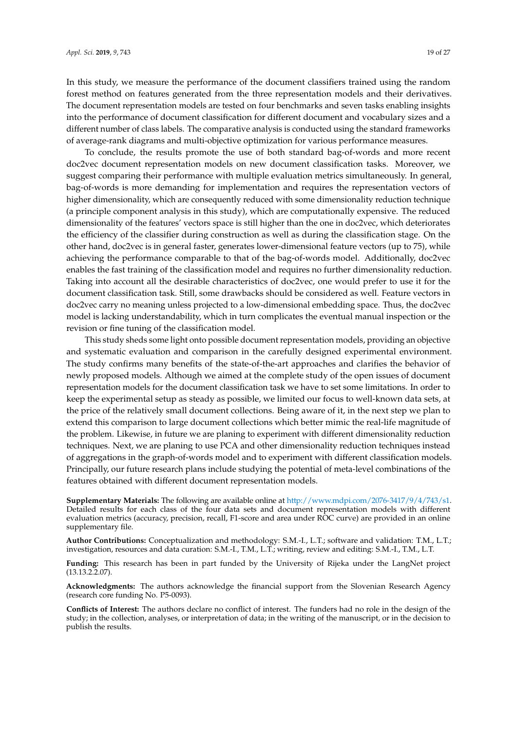In this study, we measure the performance of the document classifiers trained using the random forest method on features generated from the three representation models and their derivatives. The document representation models are tested on four benchmarks and seven tasks enabling insights into the performance of document classification for different document and vocabulary sizes and a different number of class labels. The comparative analysis is conducted using the standard frameworks of average-rank diagrams and multi-objective optimization for various performance measures.

To conclude, the results promote the use of both standard bag-of-words and more recent doc2vec document representation models on new document classification tasks. Moreover, we suggest comparing their performance with multiple evaluation metrics simultaneously. In general, bag-of-words is more demanding for implementation and requires the representation vectors of higher dimensionality, which are consequently reduced with some dimensionality reduction technique (a principle component analysis in this study), which are computationally expensive. The reduced dimensionality of the features' vectors space is still higher than the one in doc2vec, which deteriorates the efficiency of the classifier during construction as well as during the classification stage. On the other hand, doc2vec is in general faster, generates lower-dimensional feature vectors (up to 75), while achieving the performance comparable to that of the bag-of-words model. Additionally, doc2vec enables the fast training of the classification model and requires no further dimensionality reduction. Taking into account all the desirable characteristics of doc2vec, one would prefer to use it for the document classification task. Still, some drawbacks should be considered as well. Feature vectors in doc2vec carry no meaning unless projected to a low-dimensional embedding space. Thus, the doc2vec model is lacking understandability, which in turn complicates the eventual manual inspection or the revision or fine tuning of the classification model.

This study sheds some light onto possible document representation models, providing an objective and systematic evaluation and comparison in the carefully designed experimental environment. The study confirms many benefits of the state-of-the-art approaches and clarifies the behavior of newly proposed models. Although we aimed at the complete study of the open issues of document representation models for the document classification task we have to set some limitations. In order to keep the experimental setup as steady as possible, we limited our focus to well-known data sets, at the price of the relatively small document collections. Being aware of it, in the next step we plan to extend this comparison to large document collections which better mimic the real-life magnitude of the problem. Likewise, in future we are planing to experiment with different dimensionality reduction techniques. Next, we are planing to use PCA and other dimensionality reduction techniques instead of aggregations in the graph-of-words model and to experiment with different classification models. Principally, our future research plans include studying the potential of meta-level combinations of the features obtained with different document representation models.

**Supplementary Materials:** The following are available online at http://www.mdpi.com/2076-3417/9/4/743/s1. Detailed results for each class of the four data sets and document representation models with different evaluation metrics (accuracy, precision, recall, F1-score and area under ROC curve) are provided in an online supplementary file.

**Author Contributions:** Conceptualization and methodology: S.M.-I., L.T.; software and validation: T.M., L.T.; investigation, resources and data curation: S.M.-I., T.M., L.T.; writing, review and editing: S.M.-I., T.M., L.T.

**Funding:** This research has been in part funded by the University of Rijeka under the LangNet project (13.13.2.2.07).

**Acknowledgments:** The authors acknowledge the financial support from the Slovenian Research Agency (research core funding No. P5-0093).

**Conflicts of Interest:** The authors declare no conflict of interest. The funders had no role in the design of the study; in the collection, analyses, or interpretation of data; in the writing of the manuscript, or in the decision to publish the results.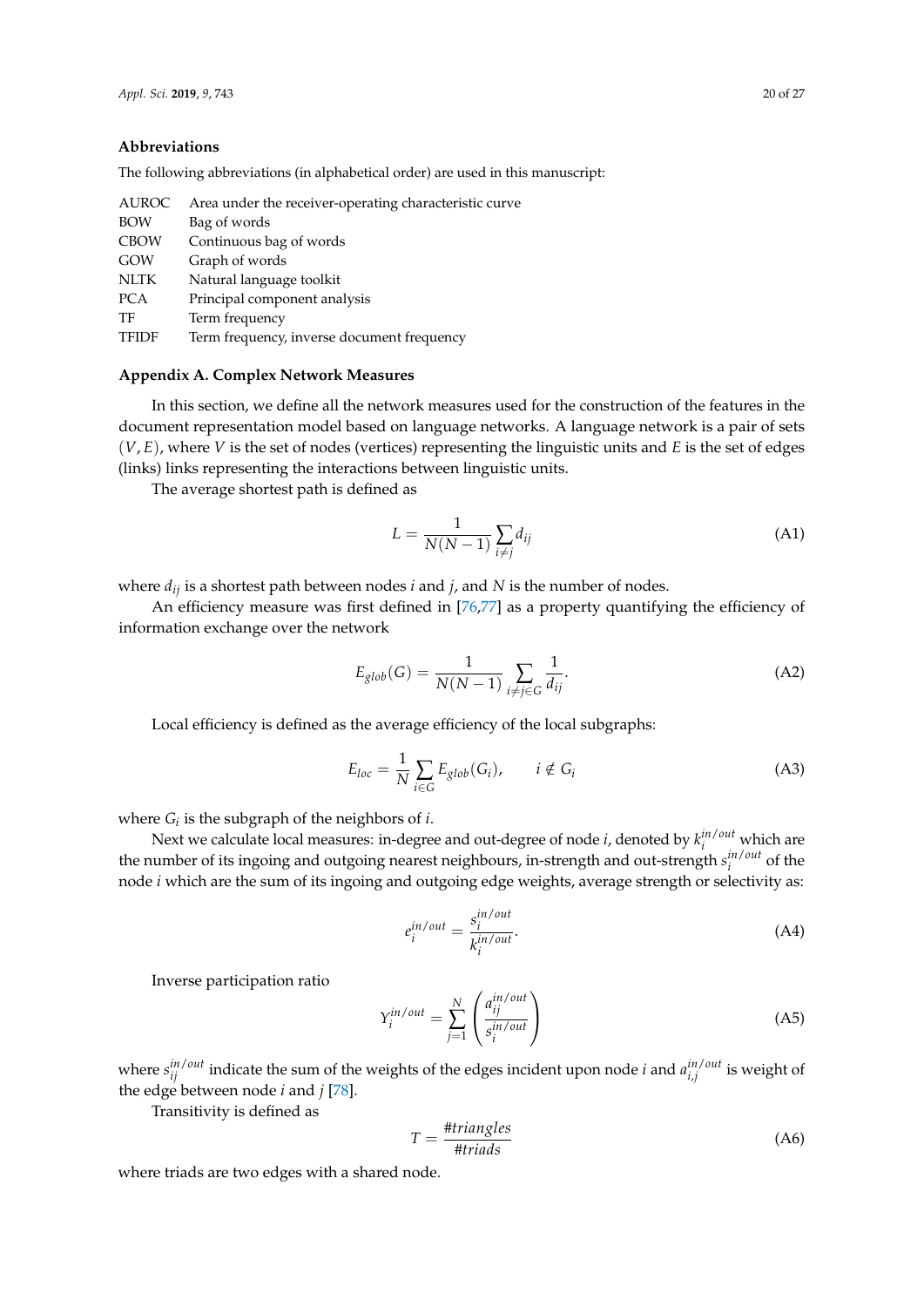## Abbreviations

The following abbreviations (in alphabetical order) are used in this manuscript:

| | |
|---|---|
| AUROC | Area under the receiver-operating characteristic curve |
| BOW | Bag of words |
| CBOW | Continuous bag of words |
| GOW | Graph of words |
| NLTK | Natural language toolkit |
| PCA | Principal component analysis |
| TF | Term frequency |
| TFIDF | Term frequency, inverse document frequency |

## Appendix A. Complex Network Measures

In this section, we define all the network measures used for the construction of the features in the document representation model based on language networks. A language network is a pair of sets $(V, E)$, where $V$ is the set of nodes (vertices) representing the linguistic units and $E$ is the set of edges (links) links representing the interactions between linguistic units.

The average shortest path is defined as

$$L = \frac{1}{N(N-1)} \sum_{i \neq j} d_{ij} \tag{A1}$$

where $d_{ij}$ is a shortest path between nodes $i$ and $j$, and $N$ is the number of nodes.

An efficiency measure was first defined in [76,77] as a property quantifying the efficiency of information exchange over the network

$$E_{glob}(G) = \frac{1}{N(N-1)} \sum_{i \neq j \in G} \frac{1}{d_{ij}}. \tag{A2}$$

Local efficiency is defined as the average efficiency of the local subgraphs:

$$E_{loc} = \frac{1}{N} \sum_{i \in G} E_{glob}(G_i), \qquad i \notin G_i \tag{A3}$$

where $G_i$ is the subgraph of the neighbors of $i$.

Next we calculate local measures: in-degree and out-degree of node $i$, denoted by $k_i^{in/out}$ which are the number of its ingoing and outgoing nearest neighbours, in-strength and out-strength $s_i^{in/out}$ of the node $i$ which are the sum of its ingoing and outgoing edge weights, average strength or selectivity as:

$$e_i^{in/out} = \frac{s_i^{in/out}}{k_i^{in/out}}. \tag{A4}$$

Inverse participation ratio

$$Y_i^{in/out} = \sum_{j=1}^{N} \left( \frac{a_{ij}^{in/out}}{s_i^{in/out}} \right) \tag{A5}$$

where $s_{ij}^{in/out}$ indicate the sum of the weights of the edges incident upon node $i$ and $a_{i,j}^{in/out}$ is weight of the edge between node $i$ and $j$ [78].

Transitivity is defined as

$$T = \frac{\#triangles}{\#triads} \tag{A6}$$

where triads are two edges with a shared node.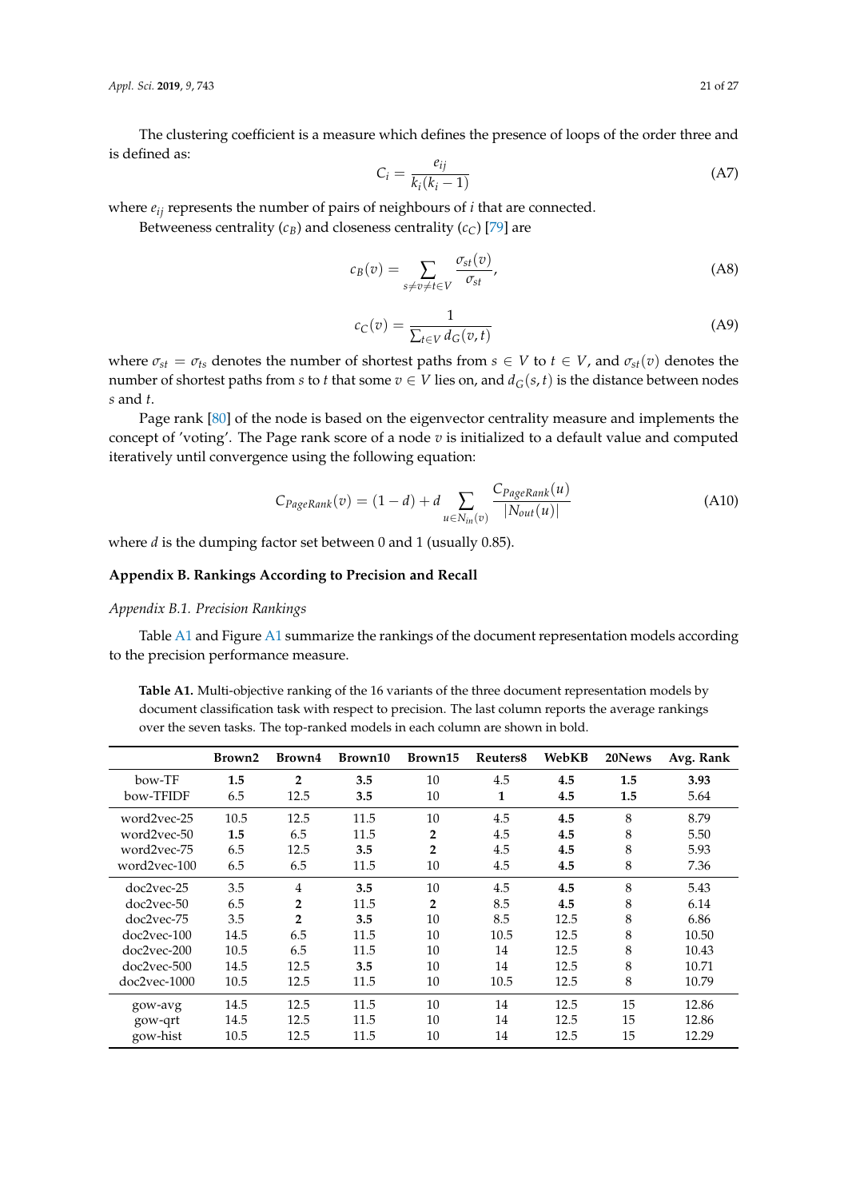The clustering coefficient is a measure which defines the presence of loops of the order three and is defined as:

$$C_i = \frac{e_{ij}}{k_i(k_i - 1)} \tag{A7}$$

where $e_{ij}$ represents the number of pairs of neighbours of $i$ that are connected.

Betweeness centrality ($c_B$) and closeness centrality ($c_C$) [79] are

$$c_B(v) = \sum_{s \neq v \neq t \in V} \frac{\sigma_{st}(v)}{\sigma_{st}}, \tag{A8}$$

$$c_C(v) = \frac{1}{\sum_{t \in V} d_G(v,t)} \tag{A9}$$

where $\sigma_{st} = \sigma_{ts}$ denotes the number of shortest paths from $s \in V$ to $t \in V$, and $\sigma_{st}(v)$ denotes the number of shortest paths from $s$ to $t$ that some $v \in V$ lies on, and $d_G(s,t)$ is the distance between nodes $s$ and $t$.

Page rank [80] of the node is based on the eigenvector centrality measure and implements the concept of 'voting'. The Page rank score of a node $v$ is initialized to a default value and computed iteratively until convergence using the following equation:

$$C_{PageRank}(v) = (1-d) + d \sum_{u \in N_{in}(v)} \frac{C_{PageRank}(u)}{|N_{out}(u)|} \tag{A10}$$

where $d$ is the dumping factor set between 0 and 1 (usually 0.85).

## Appendix B. Rankings According to Precision and Recall

### *Appendix B.1. Precision Rankings*

Table A1 and Figure A1 summarize the rankings of the document representation models according to the precision performance measure.

**Table A1.** Multi-objective ranking of the 16 variants of the three document representation models by document classification task with respect to precision. The last column reports the average rankings over the seven tasks. The top-ranked models in each column are shown in bold.

| | Brown2 | Brown4 | Brown10 | Brown15 | Reuters8 | WebKB | 20News | Avg. Rank |
|---|---|---|---|---|---|---|---|---|
| bow-TF | **1.5** | **2** | **3.5** | 10 | 4.5 | **4.5** | **1.5** | **3.93** |
| bow-TFIDF | 6.5 | 12.5 | **3.5** | 10 | **1** | **4.5** | **1.5** | 5.64 |
| word2vec-25 | 10.5 | 12.5 | 11.5 | 10 | 4.5 | **4.5** | 8 | 8.79 |
| word2vec-50 | **1.5** | 6.5 | 11.5 | **2** | 4.5 | **4.5** | 8 | 5.50 |
| word2vec-75 | 6.5 | 12.5 | **3.5** | **2** | 4.5 | **4.5** | 8 | 5.93 |
| word2vec-100 | 6.5 | 6.5 | 11.5 | 10 | 4.5 | **4.5** | 8 | 7.36 |
| doc2vec-25 | 3.5 | 4 | **3.5** | 10 | 4.5 | **4.5** | 8 | 5.43 |
| doc2vec-50 | 6.5 | **2** | 11.5 | **2** | 8.5 | **4.5** | 8 | 6.14 |
| doc2vec-75 | 3.5 | **2** | **3.5** | 10 | 8.5 | 12.5 | 8 | 6.86 |
| doc2vec-100 | 14.5 | 6.5 | 11.5 | 10 | 10.5 | 12.5 | 8 | 10.50 |
| doc2vec-200 | 10.5 | 6.5 | 11.5 | 10 | 14 | 12.5 | 8 | 10.43 |
| doc2vec-500 | 14.5 | 12.5 | **3.5** | 10 | 14 | 12.5 | 8 | 10.71 |
| doc2vec-1000 | 10.5 | 12.5 | 11.5 | 10 | 10.5 | 12.5 | 8 | 10.79 |
| gow-avg | 14.5 | 12.5 | 11.5 | 10 | 14 | 12.5 | 15 | 12.86 |
| gow-qrt | 14.5 | 12.5 | 11.5 | 10 | 14 | 12.5 | 15 | 12.86 |
| gow-hist | 10.5 | 12.5 | 11.5 | 10 | 14 | 12.5 | 15 | 12.29 |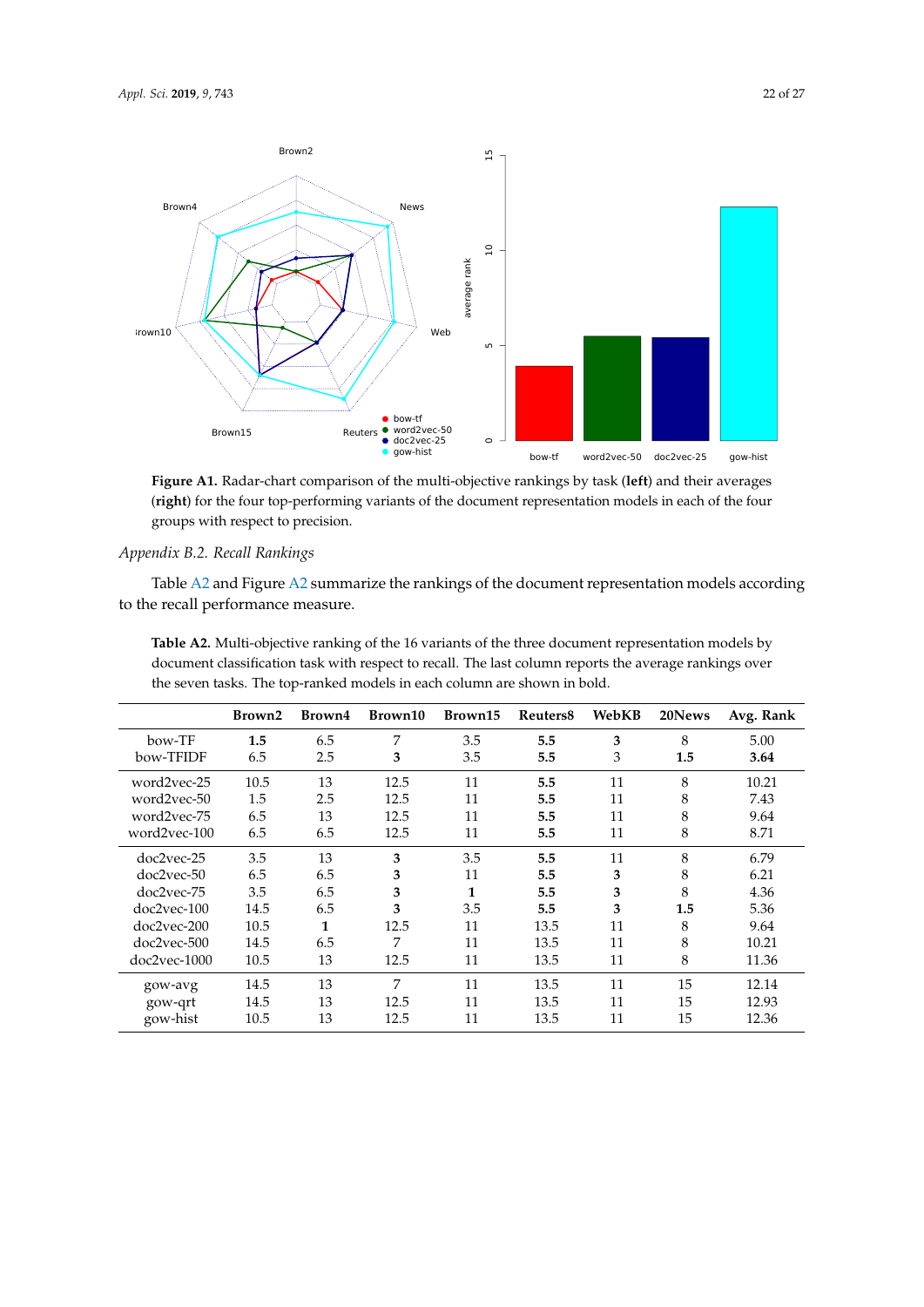**Figure A1.** Radar-chart comparison of the multi-objective rankings by task (**left**) and their averages (**right**) for the four top-performing variants of the document representation models in each of the four groups with respect to precision.

*Appendix B.2. Recall Rankings*

Table A2 and Figure A2 summarize the rankings of the document representation models according to the recall performance measure.

**Table A2.** Multi-objective ranking of the 16 variants of the three document representation models by document classification task with respect to recall. The last column reports the average rankings over the seven tasks. The top-ranked models in each column are shown in bold.

| | Brown2 | Brown4 | Brown10 | Brown15 | Reuters8 | WebKB | 20News | Avg. Rank |
|---|---|---|---|---|---|---|---|---|
| bow-TF | **1.5** | 6.5 | 7 | 3.5 | **5.5** | **3** | 8 | 5.00 |
| bow-TFIDF | 6.5 | 2.5 | **3** | 3.5 | **5.5** | 3 | **1.5** | **3.64** |
| word2vec-25 | 10.5 | 13 | 12.5 | 11 | **5.5** | 11 | 8 | 10.21 |
| word2vec-50 | 1.5 | 2.5 | 12.5 | 11 | **5.5** | 11 | 8 | 7.43 |
| word2vec-75 | 6.5 | 13 | 12.5 | 11 | **5.5** | 11 | 8 | 9.64 |
| word2vec-100 | 6.5 | 6.5 | 12.5 | 11 | **5.5** | 11 | 8 | 8.71 |
| doc2vec-25 | 3.5 | 13 | **3** | 3.5 | **5.5** | 11 | 8 | 6.79 |
| doc2vec-50 | 6.5 | 6.5 | **3** | 11 | **5.5** | **3** | 8 | 6.21 |
| doc2vec-75 | 3.5 | 6.5 | **3** | **1** | **5.5** | **3** | 8 | 4.36 |
| doc2vec-100 | 14.5 | 6.5 | **3** | 3.5 | **5.5** | **3** | **1.5** | 5.36 |
| doc2vec-200 | 10.5 | **1** | 12.5 | 11 | 13.5 | 11 | 8 | 9.64 |
| doc2vec-500 | 14.5 | 6.5 | 7 | 11 | 13.5 | 11 | 8 | 10.21 |
| doc2vec-1000 | 10.5 | 13 | 12.5 | 11 | 13.5 | 11 | 8 | 11.36 |
| gow-avg | 14.5 | 13 | 7 | 11 | 13.5 | 11 | 15 | 12.14 |
| gow-qrt | 14.5 | 13 | 12.5 | 11 | 13.5 | 11 | 15 | 12.93 |
| gow-hist | 10.5 | 13 | 12.5 | 11 | 13.5 | 11 | 15 | 12.36 |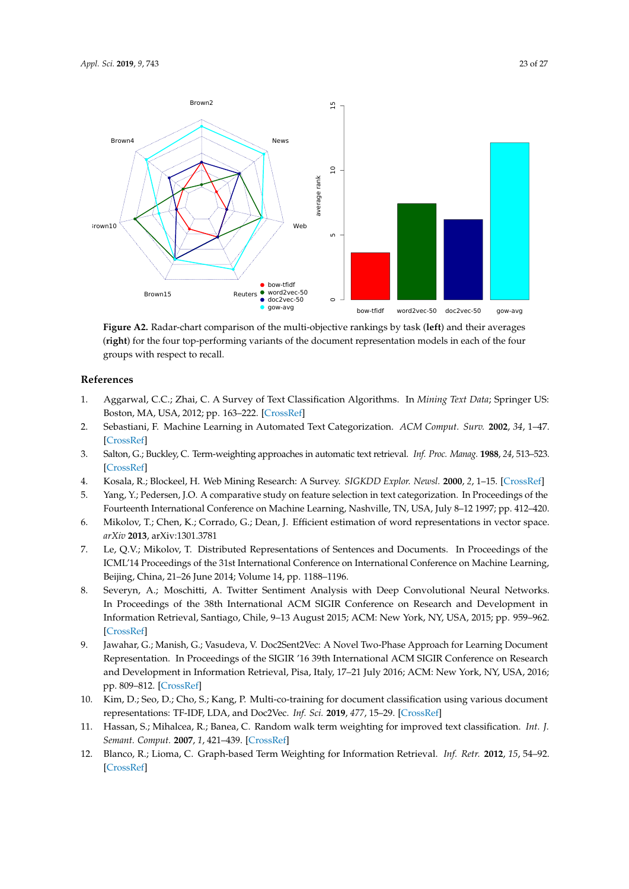**Figure A2.** Radar-chart comparison of the multi-objective rankings by task (**left**) and their averages (**right**) for the four top-performing variants of the document representation models in each of the four groups with respect to recall.

## References

1. Aggarwal, C.C.; Zhai, C. A Survey of Text Classification Algorithms. In *Mining Text Data*; Springer US: Boston, MA, USA, 2012; pp. 163–222. [CrossRef]
2. Sebastiani, F. Machine Learning in Automated Text Categorization. *ACM Comput. Surv.* **2002**, *34*, 1–47. [CrossRef]
3. Salton, G.; Buckley, C. Term-weighting approaches in automatic text retrieval. *Inf. Proc. Manag.* **1988**, *24*, 513–523. [CrossRef]
4. Kosala, R.; Blockeel, H. Web Mining Research: A Survey. *SIGKDD Explor. Newsl.* **2000**, *2*, 1–15. [CrossRef]
5. Yang, Y.; Pedersen, J.O. A comparative study on feature selection in text categorization. In Proceedings of the Fourteenth International Conference on Machine Learning, Nashville, TN, USA, July 8–12 1997; pp. 412–420.
6. Mikolov, T.; Chen, K.; Corrado, G.; Dean, J. Efficient estimation of word representations in vector space. *arXiv* **2013**, arXiv:1301.3781
7. Le, Q.V.; Mikolov, T. Distributed Representations of Sentences and Documents. In Proceedings of the ICML'14 Proceedings of the 31st International Conference on International Conference on Machine Learning, Beijing, China, 21–26 June 2014; Volume 14, pp. 1188–1196.
8. Severyn, A.; Moschitti, A. Twitter Sentiment Analysis with Deep Convolutional Neural Networks. In Proceedings of the 38th International ACM SIGIR Conference on Research and Development in Information Retrieval, Santiago, Chile, 9–13 August 2015; ACM: New York, NY, USA, 2015; pp. 959–962. [CrossRef]
9. Jawahar, G.; Manish, G.; Vasudeva, V. Doc2Sent2Vec: A Novel Two-Phase Approach for Learning Document Representation. In Proceedings of the SIGIR '16 39th International ACM SIGIR Conference on Research and Development in Information Retrieval, Pisa, Italy, 17–21 July 2016; ACM: New York, NY, USA, 2016; pp. 809–812. [CrossRef]
10. Kim, D.; Seo, D.; Cho, S.; Kang, P. Multi-co-training for document classification using various document representations: TF-IDF, LDA, and Doc2Vec. *Inf. Sci.* **2019**, *477*, 15–29. [CrossRef]
11. Hassan, S.; Mihalcea, R.; Banea, C. Random walk term weighting for improved text classification. *Int. J. Semant. Comput.* **2007**, *1*, 421–439. [CrossRef]
12. Blanco, R.; Lioma, C. Graph-based Term Weighting for Information Retrieval. *Inf. Retr.* **2012**, *15*, 54–92. [CrossRef]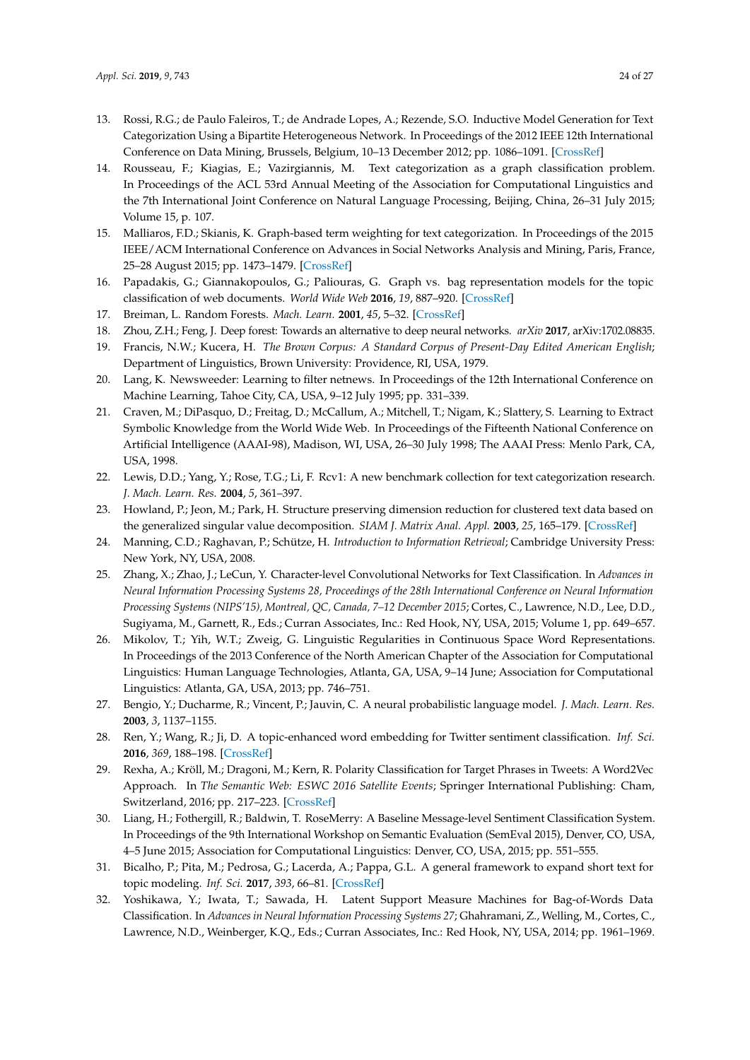13. Rossi, R.G.; de Paulo Faleiros, T.; de Andrade Lopes, A.; Rezende, S.O. Inductive Model Generation for Text Categorization Using a Bipartite Heterogeneous Network. In Proceedings of the 2012 IEEE 12th International Conference on Data Mining, Brussels, Belgium, 10–13 December 2012; pp. 1086–1091. [CrossRef]
14. Rousseau, F.; Kiagias, E.; Vazirgiannis, M. Text categorization as a graph classification problem. In Proceedings of the ACL 53rd Annual Meeting of the Association for Computational Linguistics and the 7th International Joint Conference on Natural Language Processing, Beijing, China, 26–31 July 2015; Volume 15, p. 107.
15. Malliaros, F.D.; Skianis, K. Graph-based term weighting for text categorization. In Proceedings of the 2015 IEEE/ACM International Conference on Advances in Social Networks Analysis and Mining, Paris, France, 25–28 August 2015; pp. 1473–1479. [CrossRef]
16. Papadakis, G.; Giannakopoulos, G.; Paliouras, G. Graph vs. bag representation models for the topic classification of web documents. *World Wide Web* **2016**, *19*, 887–920. [CrossRef]
17. Breiman, L. Random Forests. *Mach. Learn.* **2001**, *45*, 5–32. [CrossRef]
18. Zhou, Z.H.; Feng, J. Deep forest: Towards an alternative to deep neural networks. *arXiv* **2017**, arXiv:1702.08835.
19. Francis, N.W.; Kucera, H. *The Brown Corpus: A Standard Corpus of Present-Day Edited American English*; Department of Linguistics, Brown University: Providence, RI, USA, 1979.
20. Lang, K. Newsweeder: Learning to filter netnews. In Proceedings of the 12th International Conference on Machine Learning, Tahoe City, CA, USA, 9–12 July 1995; pp. 331–339.
21. Craven, M.; DiPasquo, D.; Freitag, D.; McCallum, A.; Mitchell, T.; Nigam, K.; Slattery, S. Learning to Extract Symbolic Knowledge from the World Wide Web. In Proceedings of the Fifteenth National Conference on Artificial Intelligence (AAAI-98), Madison, WI, USA, 26–30 July 1998; The AAAI Press: Menlo Park, CA, USA, 1998.
22. Lewis, D.D.; Yang, Y.; Rose, T.G.; Li, F. Rcv1: A new benchmark collection for text categorization research. *J. Mach. Learn. Res.* **2004**, *5*, 361–397.
23. Howland, P.; Jeon, M.; Park, H. Structure preserving dimension reduction for clustered text data based on the generalized singular value decomposition. *SIAM J. Matrix Anal. Appl.* **2003**, *25*, 165–179. [CrossRef]
24. Manning, C.D.; Raghavan, P.; Schütze, H. *Introduction to Information Retrieval*; Cambridge University Press: New York, NY, USA, 2008.
25. Zhang, X.; Zhao, J.; LeCun, Y. Character-level Convolutional Networks for Text Classification. In *Advances in Neural Information Processing Systems 28, Proceedings of the 28th International Conference on Neural Information Processing Systems (NIPS'15), Montreal, QC, Canada, 7–12 December 2015*; Cortes, C., Lawrence, N.D., Lee, D.D., Sugiyama, M., Garnett, R., Eds.; Curran Associates, Inc.: Red Hook, NY, USA, 2015; Volume 1, pp. 649–657.
26. Mikolov, T.; Yih, W.T.; Zweig, G. Linguistic Regularities in Continuous Space Word Representations. In Proceedings of the 2013 Conference of the North American Chapter of the Association for Computational Linguistics: Human Language Technologies, Atlanta, GA, USA, 9–14 June; Association for Computational Linguistics: Atlanta, GA, USA, 2013; pp. 746–751.
27. Bengio, Y.; Ducharme, R.; Vincent, P.; Jauvin, C. A neural probabilistic language model. *J. Mach. Learn. Res.* **2003**, *3*, 1137–1155.
28. Ren, Y.; Wang, R.; Ji, D. A topic-enhanced word embedding for Twitter sentiment classification. *Inf. Sci.* **2016**, *369*, 188–198. [CrossRef]
29. Rexha, A.; Kröll, M.; Dragoni, M.; Kern, R. Polarity Classification for Target Phrases in Tweets: A Word2Vec Approach. In *The Semantic Web: ESWC 2016 Satellite Events*; Springer International Publishing: Cham, Switzerland, 2016; pp. 217–223. [CrossRef]
30. Liang, H.; Fothergill, R.; Baldwin, T. RoseMerry: A Baseline Message-level Sentiment Classification System. In Proceedings of the 9th International Workshop on Semantic Evaluation (SemEval 2015), Denver, CO, USA, 4–5 June 2015; Association for Computational Linguistics: Denver, CO, USA, 2015; pp. 551–555.
31. Bicalho, P.; Pita, M.; Pedrosa, G.; Lacerda, A.; Pappa, G.L. A general framework to expand short text for topic modeling. *Inf. Sci.* **2017**, *393*, 66–81. [CrossRef]
32. Yoshikawa, Y.; Iwata, T.; Sawada, H. Latent Support Measure Machines for Bag-of-Words Data Classification. In *Advances in Neural Information Processing Systems 27*; Ghahramani, Z., Welling, M., Cortes, C., Lawrence, N.D., Weinberger, K.Q., Eds.; Curran Associates, Inc.: Red Hook, NY, USA, 2014; pp. 1961–1969.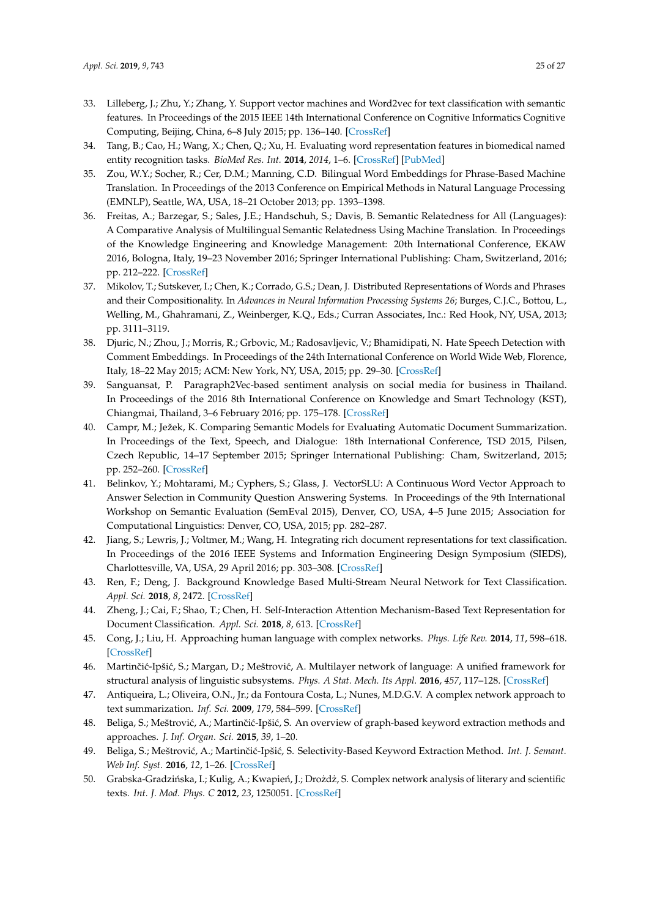33. Lilleberg, J.; Zhu, Y.; Zhang, Y. Support vector machines and Word2vec for text classification with semantic features. In Proceedings of the 2015 IEEE 14th International Conference on Cognitive Informatics Cognitive Computing, Beijing, China, 6–8 July 2015; pp. 136–140. [CrossRef]
34. Tang, B.; Cao, H.; Wang, X.; Chen, Q.; Xu, H. Evaluating word representation features in biomedical named entity recognition tasks. *BioMed Res. Int.* **2014**, *2014*, 1–6. [CrossRef] [PubMed]
35. Zou, W.Y.; Socher, R.; Cer, D.M.; Manning, C.D. Bilingual Word Embeddings for Phrase-Based Machine Translation. In Proceedings of the 2013 Conference on Empirical Methods in Natural Language Processing (EMNLP), Seattle, WA, USA, 18–21 October 2013; pp. 1393–1398.
36. Freitas, A.; Barzegar, S.; Sales, J.E.; Handschuh, S.; Davis, B. Semantic Relatedness for All (Languages): A Comparative Analysis of Multilingual Semantic Relatedness Using Machine Translation. In Proceedings of the Knowledge Engineering and Knowledge Management: 20th International Conference, EKAW 2016, Bologna, Italy, 19–23 November 2016; Springer International Publishing: Cham, Switzerland, 2016; pp. 212–222. [CrossRef]
37. Mikolov, T.; Sutskever, I.; Chen, K.; Corrado, G.S.; Dean, J. Distributed Representations of Words and Phrases and their Compositionality. In *Advances in Neural Information Processing Systems 26*; Burges, C.J.C., Bottou, L., Welling, M., Ghahramani, Z., Weinberger, K.Q., Eds.; Curran Associates, Inc.: Red Hook, NY, USA, 2013; pp. 3111–3119.
38. Djuric, N.; Zhou, J.; Morris, R.; Grbovic, M.; Radosavljevic, V.; Bhamidipati, N. Hate Speech Detection with Comment Embeddings. In Proceedings of the 24th International Conference on World Wide Web, Florence, Italy, 18–22 May 2015; ACM: New York, NY, USA, 2015; pp. 29–30. [CrossRef]
39. Sanguansat, P. Paragraph2Vec-based sentiment analysis on social media for business in Thailand. In Proceedings of the 2016 8th International Conference on Knowledge and Smart Technology (KST), Chiangmai, Thailand, 3–6 February 2016; pp. 175–178. [CrossRef]
40. Campr, M.; Ježek, K. Comparing Semantic Models for Evaluating Automatic Document Summarization. In Proceedings of the Text, Speech, and Dialogue: 18th International Conference, TSD 2015, Pilsen, Czech Republic, 14–17 September 2015; Springer International Publishing: Cham, Switzerland, 2015; pp. 252–260. [CrossRef]
41. Belinkov, Y.; Mohtarami, M.; Cyphers, S.; Glass, J. VectorSLU: A Continuous Word Vector Approach to Answer Selection in Community Question Answering Systems. In Proceedings of the 9th International Workshop on Semantic Evaluation (SemEval 2015), Denver, CO, USA, 4–5 June 2015; Association for Computational Linguistics: Denver, CO, USA, 2015; pp. 282–287.
42. Jiang, S.; Lewris, J.; Voltmer, M.; Wang, H. Integrating rich document representations for text classification. In Proceedings of the 2016 IEEE Systems and Information Engineering Design Symposium (SIEDS), Charlottesville, VA, USA, 29 April 2016; pp. 303–308. [CrossRef]
43. Ren, F.; Deng, J. Background Knowledge Based Multi-Stream Neural Network for Text Classification. *Appl. Sci.* **2018**, *8*, 2472. [CrossRef]
44. Zheng, J.; Cai, F.; Shao, T.; Chen, H. Self-Interaction Attention Mechanism-Based Text Representation for Document Classification. *Appl. Sci.* **2018**, *8*, 613. [CrossRef]
45. Cong, J.; Liu, H. Approaching human language with complex networks. *Phys. Life Rev.* **2014**, *11*, 598–618. [CrossRef]
46. Martinčić-Ipšić, S.; Margan, D.; Meštrović, A. Multilayer network of language: A unified framework for structural analysis of linguistic subsystems. *Phys. A Stat. Mech. Its Appl.* **2016**, *457*, 117–128. [CrossRef]
47. Antiqueira, L.; Oliveira, O.N., Jr.; da Fontoura Costa, L.; Nunes, M.D.G.V. A complex network approach to text summarization. *Inf. Sci.* **2009**, *179*, 584–599. [CrossRef]
48. Beliga, S.; Meštrović, A.; Martinčić-Ipšić, S. An overview of graph-based keyword extraction methods and approaches. *J. Inf. Organ. Sci.* **2015**, *39*, 1–20.
49. Beliga, S.; Meštrović, A.; Martinčić-Ipšić, S. Selectivity-Based Keyword Extraction Method. *Int. J. Semant. Web Inf. Syst.* **2016**, *12*, 1–26. [CrossRef]
50. Grabska-Gradzińska, I.; Kulig, A.; Kwapień, J.; Drożdż, S. Complex network analysis of literary and scientific texts. *Int. J. Mod. Phys. C* **2012**, *23*, 1250051. [CrossRef]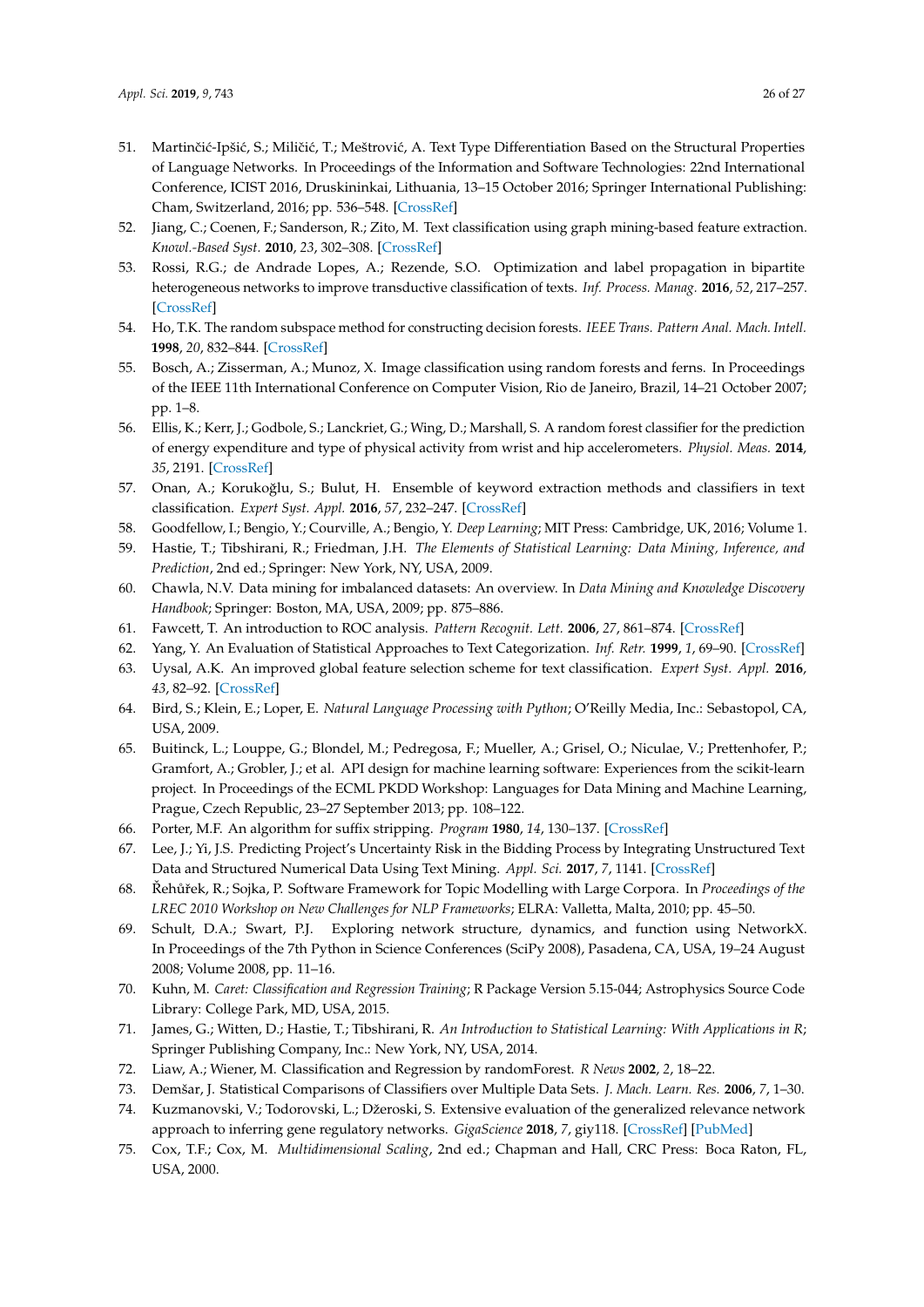51. Martinčić-Ipšić, S.; Miličić, T.; Meštrović, A. Text Type Differentiation Based on the Structural Properties of Language Networks. In Proceedings of the Information and Software Technologies: 22nd International Conference, ICIST 2016, Druskininkai, Lithuania, 13–15 October 2016; Springer International Publishing: Cham, Switzerland, 2016; pp. 536–548. [CrossRef]
52. Jiang, C.; Coenen, F.; Sanderson, R.; Zito, M. Text classification using graph mining-based feature extraction. *Knowl.-Based Syst.* **2010**, *23*, 302–308. [CrossRef]
53. Rossi, R.G.; de Andrade Lopes, A.; Rezende, S.O. Optimization and label propagation in bipartite heterogeneous networks to improve transductive classification of texts. *Inf. Process. Manag.* **2016**, *52*, 217–257. [CrossRef]
54. Ho, T.K. The random subspace method for constructing decision forests. *IEEE Trans. Pattern Anal. Mach. Intell.* **1998**, *20*, 832–844. [CrossRef]
55. Bosch, A.; Zisserman, A.; Munoz, X. Image classification using random forests and ferns. In Proceedings of the IEEE 11th International Conference on Computer Vision, Rio de Janeiro, Brazil, 14–21 October 2007; pp. 1–8.
56. Ellis, K.; Kerr, J.; Godbole, S.; Lanckriet, G.; Wing, D.; Marshall, S. A random forest classifier for the prediction of energy expenditure and type of physical activity from wrist and hip accelerometers. *Physiol. Meas.* **2014**, *35*, 2191. [CrossRef]
57. Onan, A.; Korukoğlu, S.; Bulut, H. Ensemble of keyword extraction methods and classifiers in text classification. *Expert Syst. Appl.* **2016**, *57*, 232–247. [CrossRef]
58. Goodfellow, I.; Bengio, Y.; Courville, A.; Bengio, Y. *Deep Learning*; MIT Press: Cambridge, UK, 2016; Volume 1.
59. Hastie, T.; Tibshirani, R.; Friedman, J.H. *The Elements of Statistical Learning: Data Mining, Inference, and Prediction*, 2nd ed.; Springer: New York, NY, USA, 2009.
60. Chawla, N.V. Data mining for imbalanced datasets: An overview. In *Data Mining and Knowledge Discovery Handbook*; Springer: Boston, MA, USA, 2009; pp. 875–886.
61. Fawcett, T. An introduction to ROC analysis. *Pattern Recognit. Lett.* **2006**, *27*, 861–874. [CrossRef]
62. Yang, Y. An Evaluation of Statistical Approaches to Text Categorization. *Inf. Retr.* **1999**, *1*, 69–90. [CrossRef]
63. Uysal, A.K. An improved global feature selection scheme for text classification. *Expert Syst. Appl.* **2016**, *43*, 82–92. [CrossRef]
64. Bird, S.; Klein, E.; Loper, E. *Natural Language Processing with Python*; O'Reilly Media, Inc.: Sebastopol, CA, USA, 2009.
65. Buitinck, L.; Louppe, G.; Blondel, M.; Pedregosa, F.; Mueller, A.; Grisel, O.; Niculae, V.; Prettenhofer, P.; Gramfort, A.; Grobler, J.; et al. API design for machine learning software: Experiences from the scikit-learn project. In Proceedings of the ECML PKDD Workshop: Languages for Data Mining and Machine Learning, Prague, Czech Republic, 23–27 September 2013; pp. 108–122.
66. Porter, M.F. An algorithm for suffix stripping. *Program* **1980**, *14*, 130–137. [CrossRef]
67. Lee, J.; Yi, J.S. Predicting Project's Uncertainty Risk in the Bidding Process by Integrating Unstructured Text Data and Structured Numerical Data Using Text Mining. *Appl. Sci.* **2017**, *7*, 1141. [CrossRef]
68. Řehůřek, R.; Sojka, P. Software Framework for Topic Modelling with Large Corpora. In *Proceedings of the LREC 2010 Workshop on New Challenges for NLP Frameworks*; ELRA: Valletta, Malta, 2010; pp. 45–50.
69. Schult, D.A.; Swart, P.J. Exploring network structure, dynamics, and function using NetworkX. In Proceedings of the 7th Python in Science Conferences (SciPy 2008), Pasadena, CA, USA, 19–24 August 2008; Volume 2008, pp. 11–16.
70. Kuhn, M. *Caret: Classification and Regression Training*; R Package Version 5.15-044; Astrophysics Source Code Library: College Park, MD, USA, 2015.
71. James, G.; Witten, D.; Hastie, T.; Tibshirani, R. *An Introduction to Statistical Learning: With Applications in R*; Springer Publishing Company, Inc.: New York, NY, USA, 2014.
72. Liaw, A.; Wiener, M. Classification and Regression by randomForest. *R News* **2002**, *2*, 18–22.
73. Demšar, J. Statistical Comparisons of Classifiers over Multiple Data Sets. *J. Mach. Learn. Res.* **2006**, *7*, 1–30.
74. Kuzmanovski, V.; Todorovski, L.; Džeroski, S. Extensive evaluation of the generalized relevance network approach to inferring gene regulatory networks. *GigaScience* **2018**, *7*, giy118. [CrossRef] [PubMed]
75. Cox, T.F.; Cox, M. *Multidimensional Scaling*, 2nd ed.; Chapman and Hall, CRC Press: Boca Raton, FL, USA, 2000.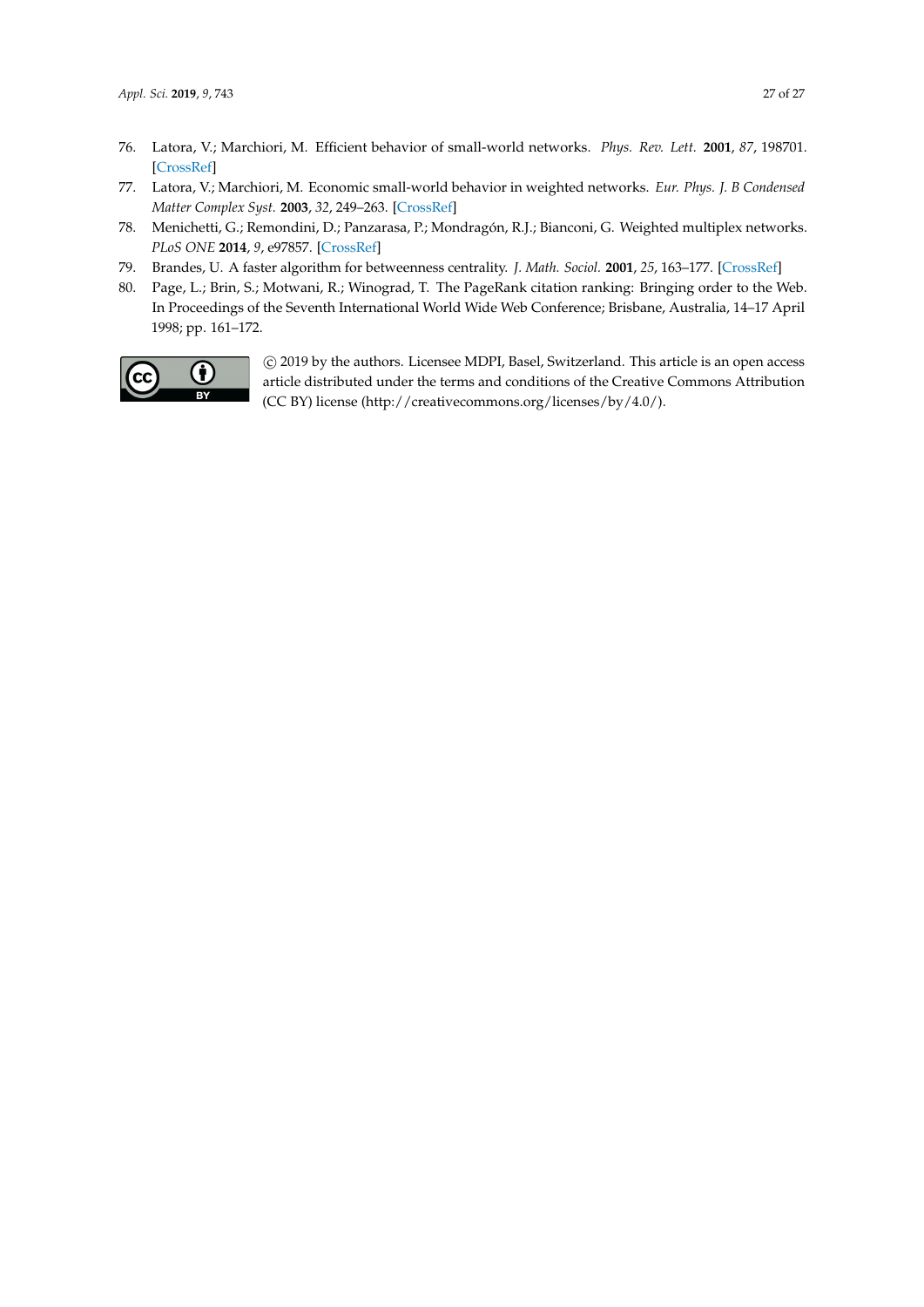76. Latora, V.; Marchiori, M. Efficient behavior of small-world networks. *Phys. Rev. Lett.* **2001**, *87*, 198701. [CrossRef]
77. Latora, V.; Marchiori, M. Economic small-world behavior in weighted networks. *Eur. Phys. J. B Condensed Matter Complex Syst.* **2003**, *32*, 249–263. [CrossRef]
78. Menichetti, G.; Remondini, D.; Panzarasa, P.; Mondragón, R.J.; Bianconi, G. Weighted multiplex networks. *PLoS ONE* **2014**, *9*, e97857. [CrossRef]
79. Brandes, U. A faster algorithm for betweenness centrality. *J. Math. Sociol.* **2001**, *25*, 163–177. [CrossRef]
80. Page, L.; Brin, S.; Motwani, R.; Winograd, T. The PageRank citation ranking: Bringing order to the Web. In Proceedings of the Seventh International World Wide Web Conference; Brisbane, Australia, 14–17 April 1998; pp. 161–172.

© 2019 by the authors. Licensee MDPI, Basel, Switzerland. This article is an open access article distributed under the terms and conditions of the Creative Commons Attribution (CC BY) license (http://creativecommons.org/licenses/by/4.0/).